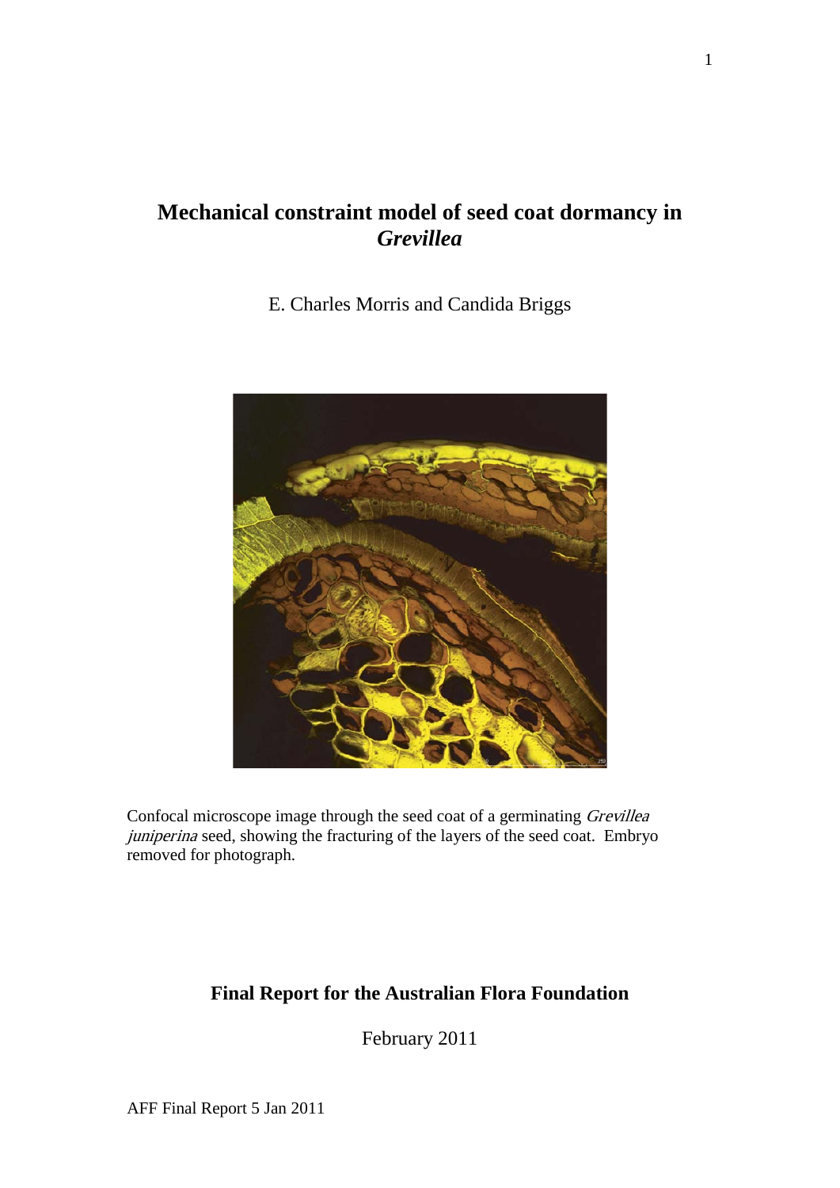# Mechanical constraint model of seed coat dormancy in *Grevillea*

E. Charles Morris and Candida Briggs

Confocal microscope image through the seed coat of a germinating *Grevillea juniperina* seed, showing the fracturing of the layers of the seed coat. Embryo removed for photograph.

## Final Report for the Australian Flora Foundation

February 2011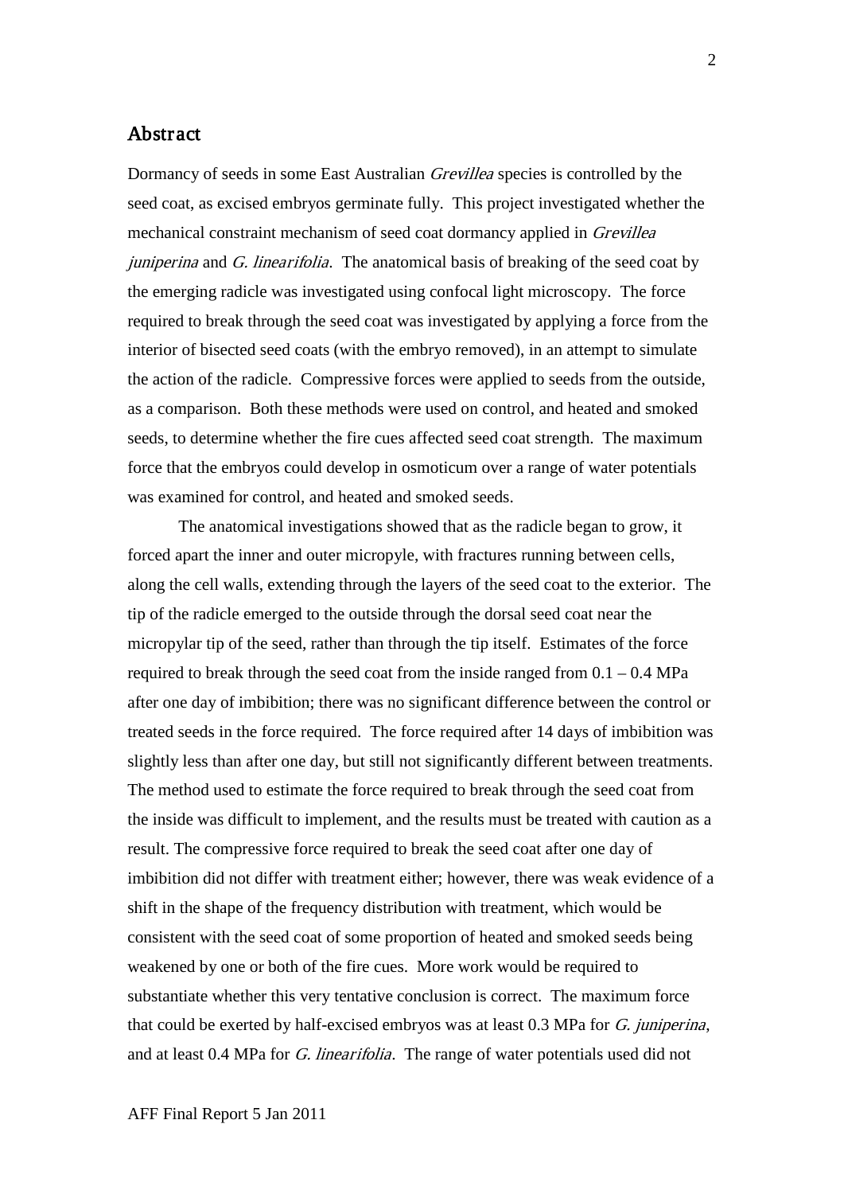## Abstract

Dormancy of seeds in some East Australian *Grevillea* species is controlled by the seed coat, as excised embryos germinate fully. This project investigated whether the mechanical constraint mechanism of seed coat dormancy applied in *Grevillea juniperina* and *G. linearifolia*. The anatomical basis of breaking of the seed coat by the emerging radicle was investigated using confocal light microscopy. The force required to break through the seed coat was investigated by applying a force from the interior of bisected seed coats (with the embryo removed), in an attempt to simulate the action of the radicle. Compressive forces were applied to seeds from the outside, as a comparison. Both these methods were used on control, and heated and smoked seeds, to determine whether the fire cues affected seed coat strength. The maximum force that the embryos could develop in osmoticum over a range of water potentials was examined for control, and heated and smoked seeds.

The anatomical investigations showed that as the radicle began to grow, it forced apart the inner and outer micropyle, with fractures running between cells, along the cell walls, extending through the layers of the seed coat to the exterior. The tip of the radicle emerged to the outside through the dorsal seed coat near the micropylar tip of the seed, rather than through the tip itself. Estimates of the force required to break through the seed coat from the inside ranged from 0.1 – 0.4 MPa after one day of imbibition; there was no significant difference between the control or treated seeds in the force required. The force required after 14 days of imbibition was slightly less than after one day, but still not significantly different between treatments. The method used to estimate the force required to break through the seed coat from the inside was difficult to implement, and the results must be treated with caution as a result. The compressive force required to break the seed coat after one day of imbibition did not differ with treatment either; however, there was weak evidence of a shift in the shape of the frequency distribution with treatment, which would be consistent with the seed coat of some proportion of heated and smoked seeds being weakened by one or both of the fire cues. More work would be required to substantiate whether this very tentative conclusion is correct. The maximum force that could be exerted by half-excised embryos was at least 0.3 MPa for *G. juniperina*, and at least 0.4 MPa for *G. linearifolia*. The range of water potentials used did not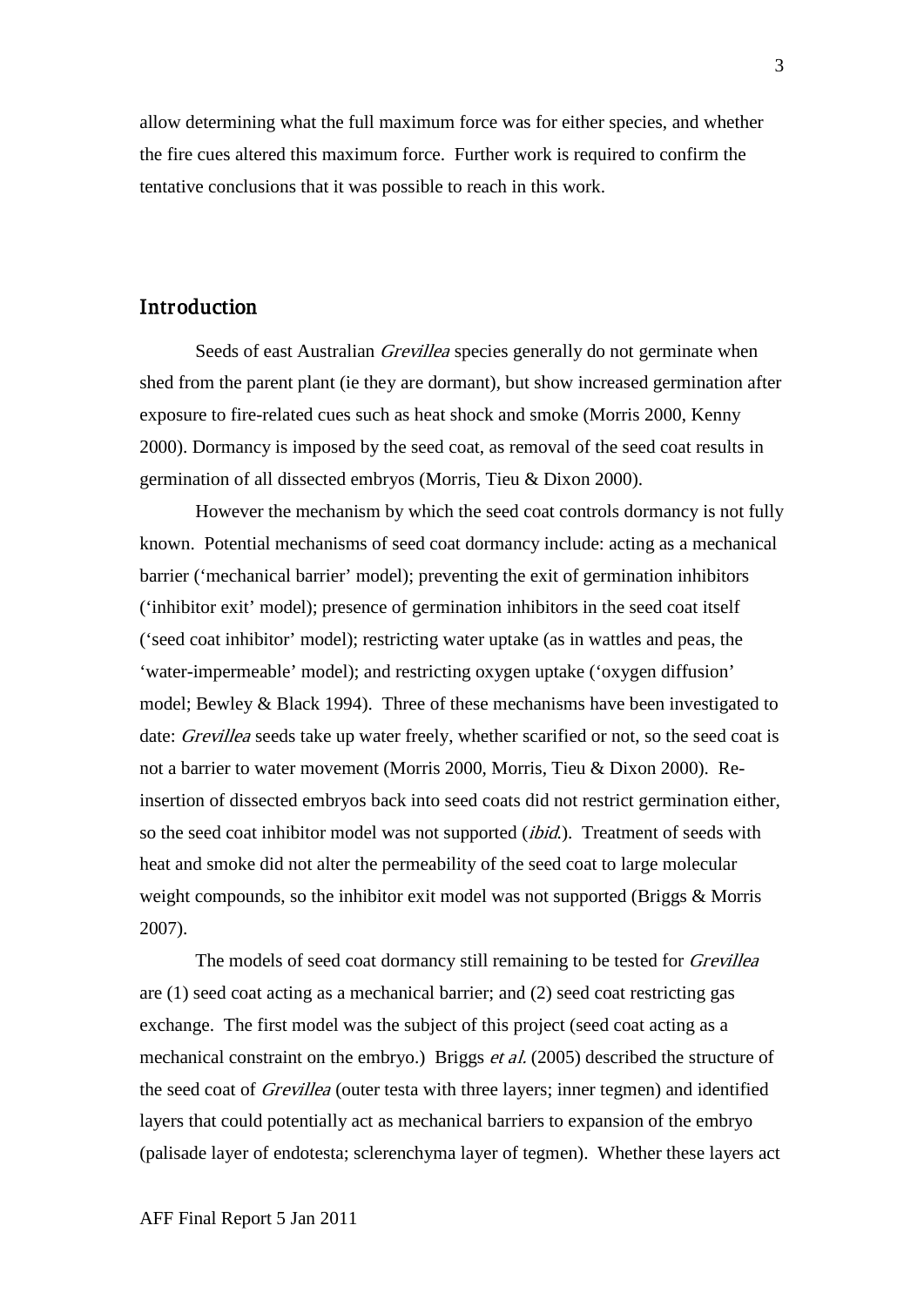allow determining what the full maximum force was for either species, and whether the fire cues altered this maximum force. Further work is required to confirm the tentative conclusions that it was possible to reach in this work.

## Introduction

Seeds of east Australian *Grevillea* species generally do not germinate when shed from the parent plant (ie they are dormant), but show increased germination after exposure to fire-related cues such as heat shock and smoke (Morris 2000, Kenny 2000). Dormancy is imposed by the seed coat, as removal of the seed coat results in germination of all dissected embryos (Morris, Tieu & Dixon 2000).

However the mechanism by which the seed coat controls dormancy is not fully known. Potential mechanisms of seed coat dormancy include: acting as a mechanical barrier ('mechanical barrier' model); preventing the exit of germination inhibitors ('inhibitor exit' model); presence of germination inhibitors in the seed coat itself ('seed coat inhibitor' model); restricting water uptake (as in wattles and peas, the 'water-impermeable' model); and restricting oxygen uptake ('oxygen diffusion' model; Bewley & Black 1994). Three of these mechanisms have been investigated to date: *Grevillea* seeds take up water freely, whether scarified or not, so the seed coat is not a barrier to water movement (Morris 2000, Morris, Tieu & Dixon 2000). Re-insertion of dissected embryos back into seed coats did not restrict germination either, so the seed coat inhibitor model was not supported (*ibid.*). Treatment of seeds with heat and smoke did not alter the permeability of the seed coat to large molecular weight compounds, so the inhibitor exit model was not supported (Briggs & Morris 2007).

The models of seed coat dormancy still remaining to be tested for *Grevillea* are (1) seed coat acting as a mechanical barrier; and (2) seed coat restricting gas exchange. The first model was the subject of this project (seed coat acting as a mechanical constraint on the embryo.) Briggs *et al.* (2005) described the structure of the seed coat of *Grevillea* (outer testa with three layers; inner tegmen) and identified layers that could potentially act as mechanical barriers to expansion of the embryo (palisade layer of endotesta; sclerenchyma layer of tegmen). Whether these layers act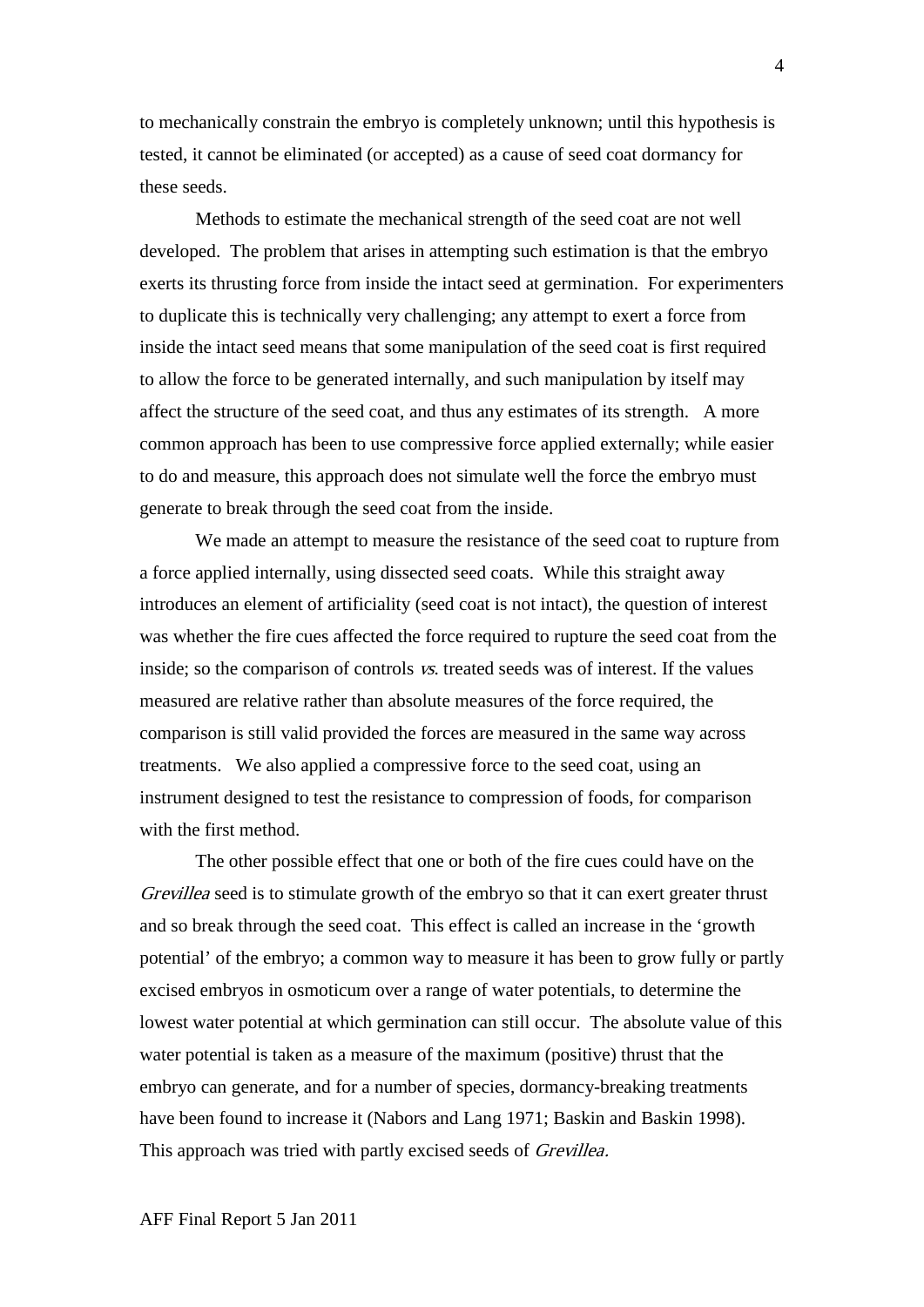to mechanically constrain the embryo is completely unknown; until this hypothesis is tested, it cannot be eliminated (or accepted) as a cause of seed coat dormancy for these seeds.

Methods to estimate the mechanical strength of the seed coat are not well developed. The problem that arises in attempting such estimation is that the embryo exerts its thrusting force from inside the intact seed at germination. For experimenters to duplicate this is technically very challenging; any attempt to exert a force from inside the intact seed means that some manipulation of the seed coat is first required to allow the force to be generated internally, and such manipulation by itself may affect the structure of the seed coat, and thus any estimates of its strength. A more common approach has been to use compressive force applied externally; while easier to do and measure, this approach does not simulate well the force the embryo must generate to break through the seed coat from the inside.

We made an attempt to measure the resistance of the seed coat to rupture from a force applied internally, using dissected seed coats. While this straight away introduces an element of artificiality (seed coat is not intact), the question of interest was whether the fire cues affected the force required to rupture the seed coat from the inside; so the comparison of controls *vs*. treated seeds was of interest. If the values measured are relative rather than absolute measures of the force required, the comparison is still valid provided the forces are measured in the same way across treatments. We also applied a compressive force to the seed coat, using an instrument designed to test the resistance to compression of foods, for comparison with the first method.

The other possible effect that one or both of the fire cues could have on the *Grevillea* seed is to stimulate growth of the embryo so that it can exert greater thrust and so break through the seed coat. This effect is called an increase in the 'growth potential' of the embryo; a common way to measure it has been to grow fully or partly excised embryos in osmoticum over a range of water potentials, to determine the lowest water potential at which germination can still occur. The absolute value of this water potential is taken as a measure of the maximum (positive) thrust that the embryo can generate, and for a number of species, dormancy-breaking treatments have been found to increase it (Nabors and Lang 1971; Baskin and Baskin 1998). This approach was tried with partly excised seeds of *Grevillea*.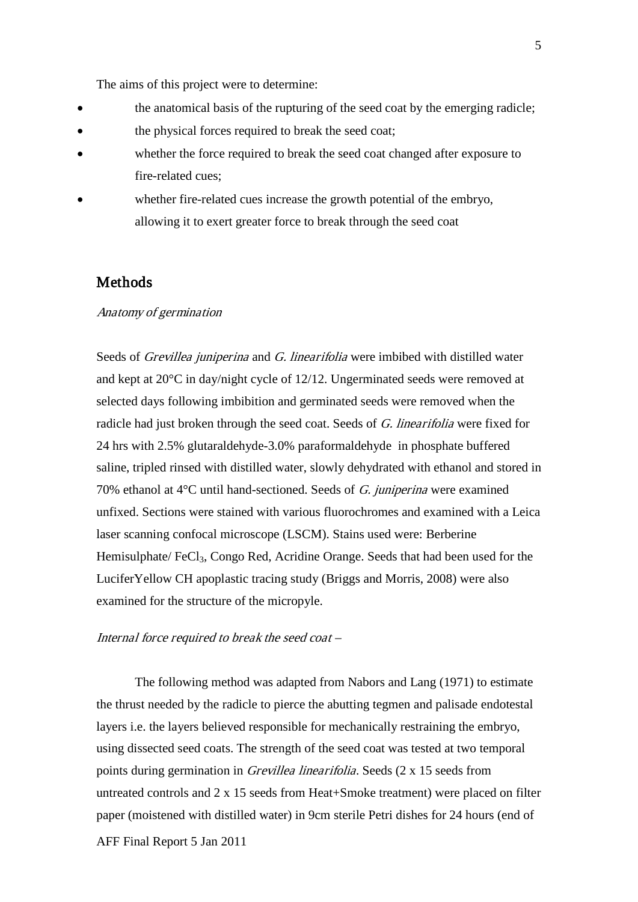The aims of this project were to determine:

- the anatomical basis of the rupturing of the seed coat by the emerging radicle;
- the physical forces required to break the seed coat;
- whether the force required to break the seed coat changed after exposure to fire-related cues;
- whether fire-related cues increase the growth potential of the embryo, allowing it to exert greater force to break through the seed coat

## Methods

*Anatomy of germination*

Seeds of *Grevillea juniperina* and *G. linearifolia* were imbibed with distilled water and kept at 20°C in day/night cycle of 12/12. Ungerminated seeds were removed at selected days following imbibition and germinated seeds were removed when the radicle had just broken through the seed coat. Seeds of *G. linearifolia* were fixed for 24 hrs with 2.5% glutaraldehyde-3.0% paraformaldehyde in phosphate buffered saline, tripled rinsed with distilled water, slowly dehydrated with ethanol and stored in 70% ethanol at 4°C until hand-sectioned. Seeds of *G. juniperina* were examined unfixed. Sections were stained with various fluorochromes and examined with a Leica laser scanning confocal microscope (LSCM). Stains used were: Berberine Hemisulphate/ $FeCl_3$, Congo Red, Acridine Orange. Seeds that had been used for the LuciferYellow CH apoplastic tracing study (Briggs and Morris, 2008) were also examined for the structure of the micropyle.

*Internal force required to break the seed coat* –

The following method was adapted from Nabors and Lang (1971) to estimate the thrust needed by the radicle to pierce the abutting tegmen and palisade endotestal layers i.e. the layers believed responsible for mechanically restraining the embryo, using dissected seed coats. The strength of the seed coat was tested at two temporal points during germination in *Grevillea linearifolia*. Seeds (2 x 15 seeds from untreated controls and 2 x 15 seeds from Heat+Smoke treatment) were placed on filter paper (moistened with distilled water) in 9cm sterile Petri dishes for 24 hours (end of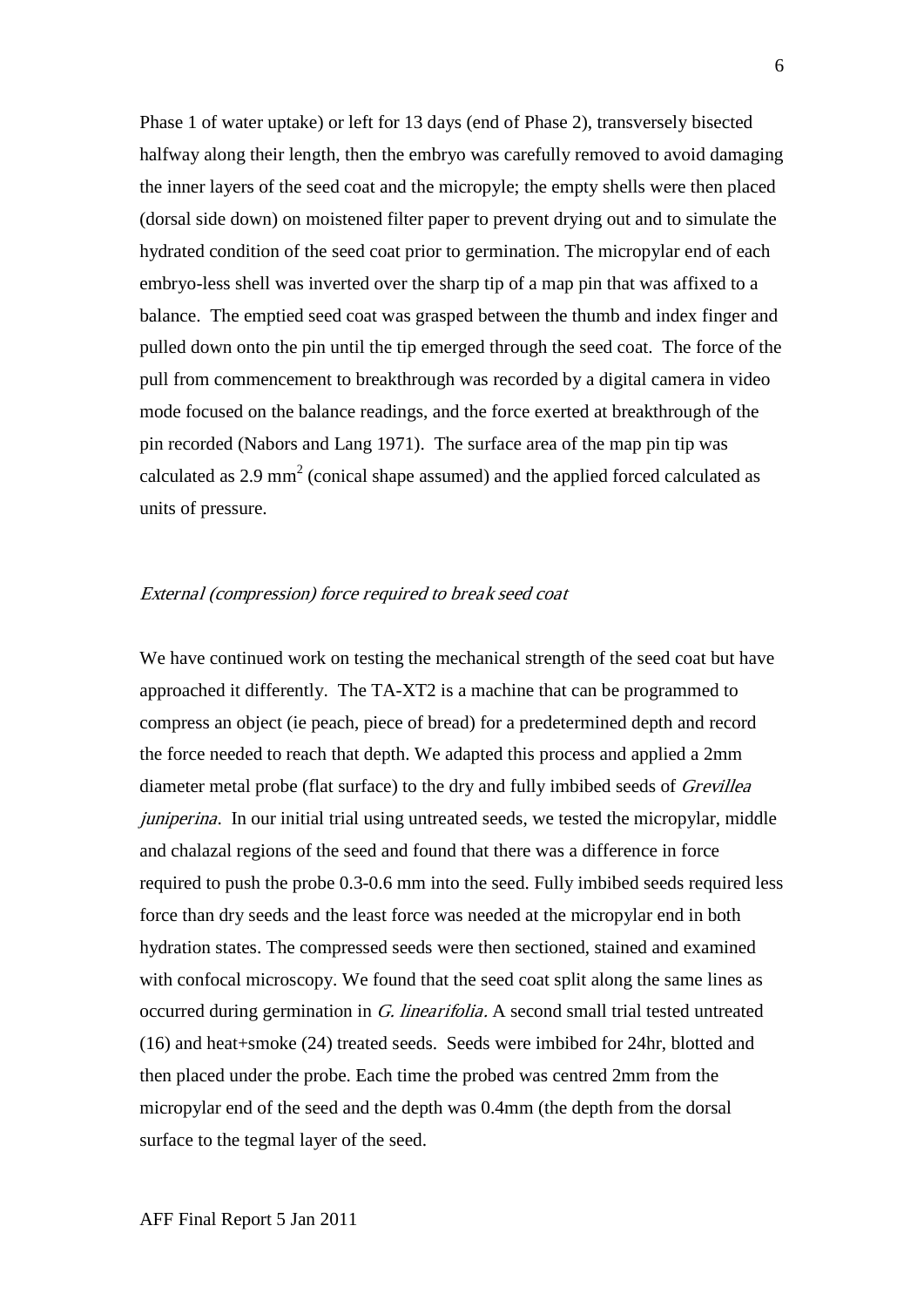Phase 1 of water uptake) or left for 13 days (end of Phase 2), transversely bisected halfway along their length, then the embryo was carefully removed to avoid damaging the inner layers of the seed coat and the micropyle; the empty shells were then placed (dorsal side down) on moistened filter paper to prevent drying out and to simulate the hydrated condition of the seed coat prior to germination. The micropylar end of each embryo-less shell was inverted over the sharp tip of a map pin that was affixed to a balance. The emptied seed coat was grasped between the thumb and index finger and pulled down onto the pin until the tip emerged through the seed coat. The force of the pull from commencement to breakthrough was recorded by a digital camera in video mode focused on the balance readings, and the force exerted at breakthrough of the pin recorded (Nabors and Lang 1971). The surface area of the map pin tip was calculated as 2.9 $mm^2$ (conical shape assumed) and the applied forced calculated as units of pressure.

*External (compression) force required to break seed coat*

We have continued work on testing the mechanical strength of the seed coat but have approached it differently. The TA-XT2 is a machine that can be programmed to compress an object (ie peach, piece of bread) for a predetermined depth and record the force needed to reach that depth. We adapted this process and applied a 2mm diameter metal probe (flat surface) to the dry and fully imbibed seeds of *Grevillea juniperina*. In our initial trial using untreated seeds, we tested the micropylar, middle and chalazal regions of the seed and found that there was a difference in force required to push the probe 0.3-0.6 mm into the seed. Fully imbibed seeds required less force than dry seeds and the least force was needed at the micropylar end in both hydration states. The compressed seeds were then sectioned, stained and examined with confocal microscopy. We found that the seed coat split along the same lines as occurred during germination in *G. linearifolia*. A second small trial tested untreated (16) and heat+smoke (24) treated seeds. Seeds were imbibed for 24hr, blotted and then placed under the probe. Each time the probed was centred 2mm from the micropylar end of the seed and the depth was 0.4mm (the depth from the dorsal surface to the tegmal layer of the seed.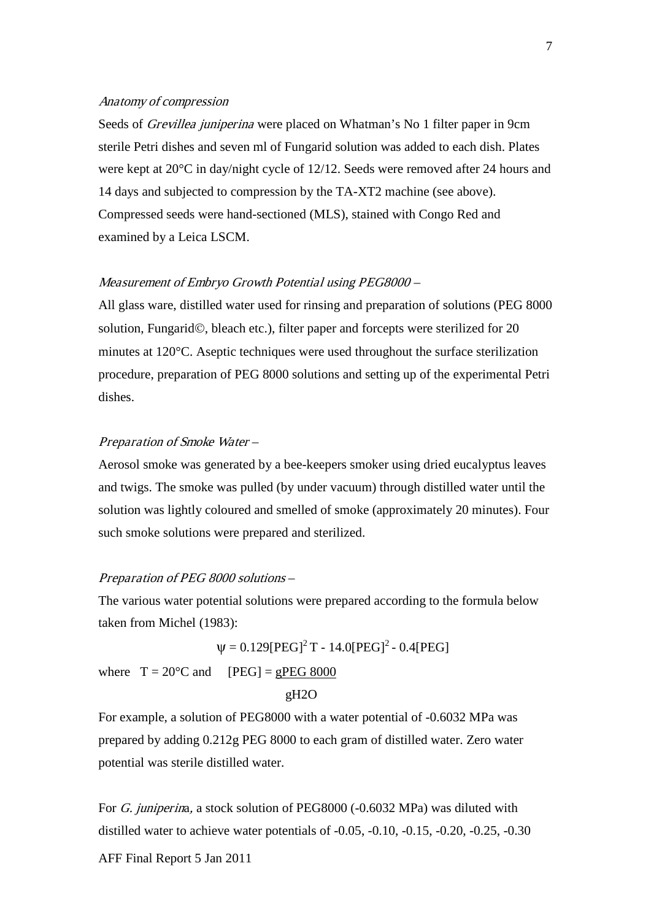*Anatomy of compression*

Seeds of *Grevillea juniperina* were placed on Whatman's No 1 filter paper in 9cm sterile Petri dishes and seven ml of Fungarid solution was added to each dish. Plates were kept at 20°C in day/night cycle of 12/12. Seeds were removed after 24 hours and 14 days and subjected to compression by the TA-XT2 machine (see above). Compressed seeds were hand-sectioned (MLS), stained with Congo Red and examined by a Leica LSCM.

*Measurement of Embryo Growth Potential using PEG8000* –

All glass ware, distilled water used for rinsing and preparation of solutions (PEG 8000 solution, Fungarid©, bleach etc.), filter paper and forcepts were sterilized for 20 minutes at 120°C. Aseptic techniques were used throughout the surface sterilization procedure, preparation of PEG 8000 solutions and setting up of the experimental Petri dishes.

*Preparation of Smoke Water* –

Aerosol smoke was generated by a bee-keepers smoker using dried eucalyptus leaves and twigs. The smoke was pulled (by under vacuum) through distilled water until the solution was lightly coloured and smelled of smoke (approximately 20 minutes). Four such smoke solutions were prepared and sterilized.

*Preparation of PEG 8000 solutions* –

The various water potential solutions were prepared according to the formula below taken from Michel (1983):

$$\psi = 0.129[PEG]^2 T - 14.0[PEG]^2 - 0.4[PEG]$$

where $T = 20°C$ and $[PEG] = \frac{gPEG\ 8000}{gH2O}$

For example, a solution of PEG8000 with a water potential of -0.6032 MPa was prepared by adding 0.212g PEG 8000 to each gram of distilled water. Zero water potential was sterile distilled water.

For *G. juniperina*, a stock solution of PEG8000 (-0.6032 MPa) was diluted with distilled water to achieve water potentials of -0.05, -0.10, -0.15, -0.20, -0.25, -0.30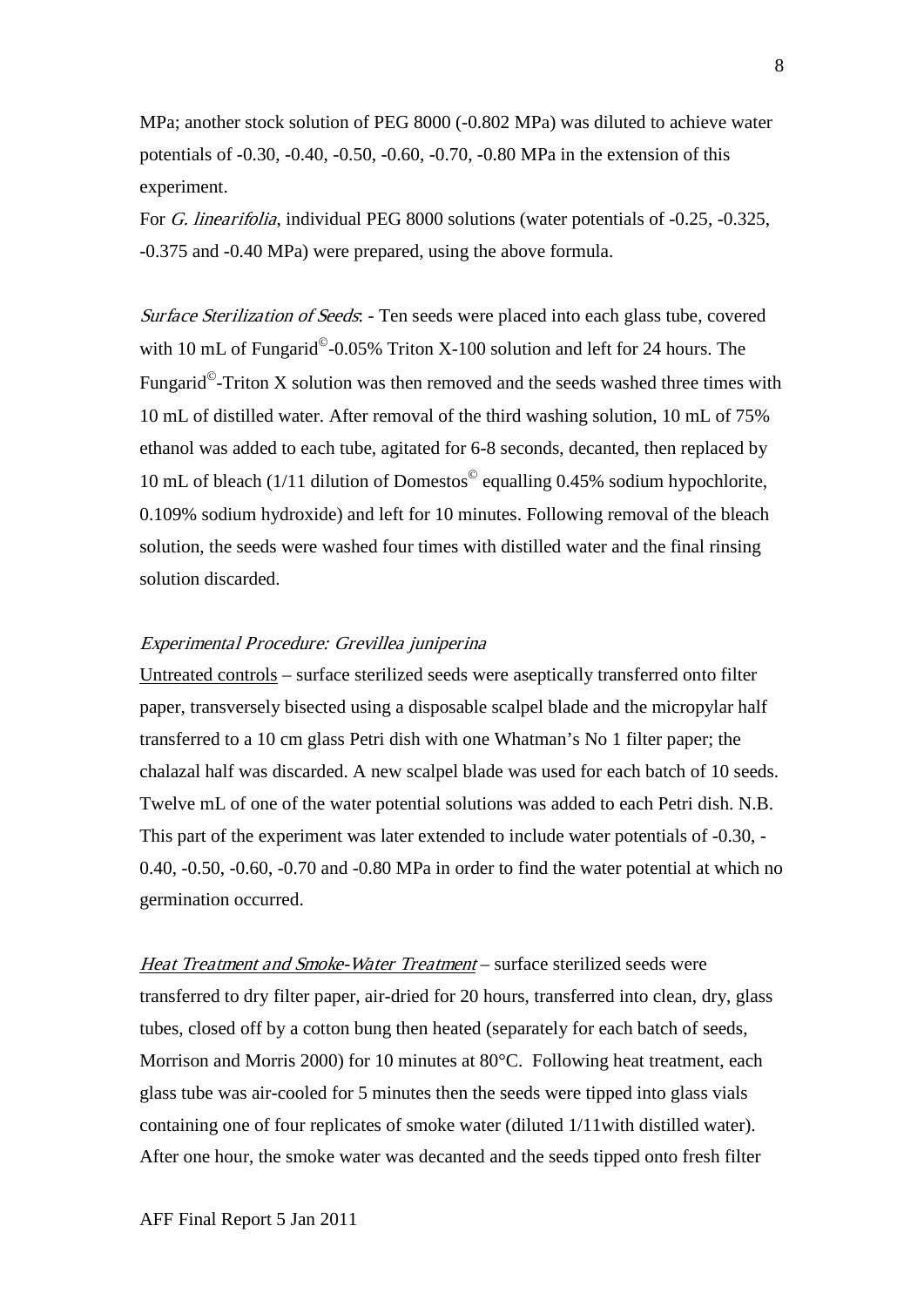MPa; another stock solution of PEG 8000 (-0.802 MPa) was diluted to achieve water potentials of -0.30, -0.40, -0.50, -0.60, -0.70, -0.80 MPa in the extension of this experiment.

For *G. linearifolia*, individual PEG 8000 solutions (water potentials of -0.25, -0.325, -0.375 and -0.40 MPa) were prepared, using the above formula.

*Surface Sterilization of Seeds*: - Ten seeds were placed into each glass tube, covered with 10 mL of Fungarid©-0.05% Triton X-100 solution and left for 24 hours. The Fungarid©-Triton X solution was then removed and the seeds washed three times with 10 mL of distilled water. After removal of the third washing solution, 10 mL of 75% ethanol was added to each tube, agitated for 6-8 seconds, decanted, then replaced by 10 mL of bleach (1/11 dilution of Domestos© equalling 0.45% sodium hypochlorite, 0.109% sodium hydroxide) and left for 10 minutes. Following removal of the bleach solution, the seeds were washed four times with distilled water and the final rinsing solution discarded.

*Experimental Procedure: Grevillea juniperina*

Untreated controls – surface sterilized seeds were aseptically transferred onto filter paper, transversely bisected using a disposable scalpel blade and the micropylar half transferred to a 10 cm glass Petri dish with one Whatman's No 1 filter paper; the chalazal half was discarded. A new scalpel blade was used for each batch of 10 seeds. Twelve mL of one of the water potential solutions was added to each Petri dish. N.B. This part of the experiment was later extended to include water potentials of -0.30, -0.40, -0.50, -0.60, -0.70 and -0.80 MPa in order to find the water potential at which no germination occurred.

*Heat Treatment and Smoke-Water Treatment* – surface sterilized seeds were transferred to dry filter paper, air-dried for 20 hours, transferred into clean, dry, glass tubes, closed off by a cotton bung then heated (separately for each batch of seeds, Morrison and Morris 2000) for 10 minutes at 80°C. Following heat treatment, each glass tube was air-cooled for 5 minutes then the seeds were tipped into glass vials containing one of four replicates of smoke water (diluted 1/11with distilled water). After one hour, the smoke water was decanted and the seeds tipped onto fresh filter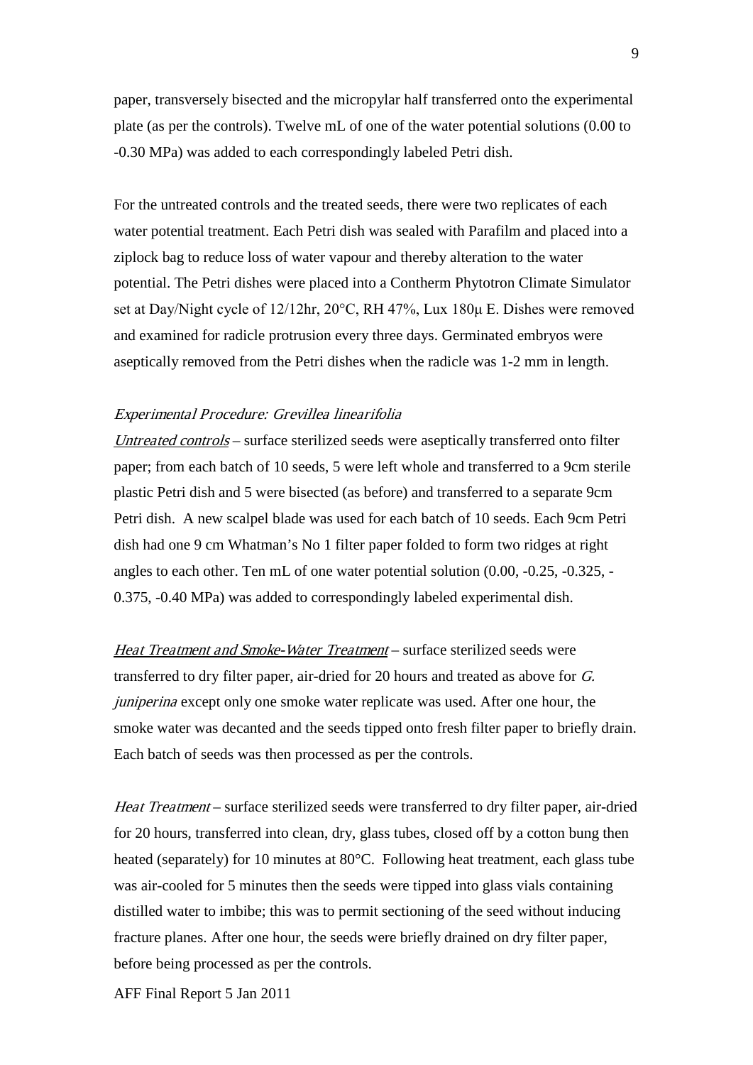paper, transversely bisected and the micropylar half transferred onto the experimental plate (as per the controls). Twelve mL of one of the water potential solutions (0.00 to -0.30 MPa) was added to each correspondingly labeled Petri dish.

For the untreated controls and the treated seeds, there were two replicates of each water potential treatment. Each Petri dish was sealed with Parafilm and placed into a ziplock bag to reduce loss of water vapour and thereby alteration to the water potential. The Petri dishes were placed into a Contherm Phytotron Climate Simulator set at Day/Night cycle of 12/12hr, 20°C, RH 47%, Lux 180µ E. Dishes were removed and examined for radicle protrusion every three days. Germinated embryos were aseptically removed from the Petri dishes when the radicle was 1-2 mm in length.

### *Experimental Procedure: Grevillea linearifolia*

*Untreated controls* – surface sterilized seeds were aseptically transferred onto filter paper; from each batch of 10 seeds, 5 were left whole and transferred to a 9cm sterile plastic Petri dish and 5 were bisected (as before) and transferred to a separate 9cm Petri dish. A new scalpel blade was used for each batch of 10 seeds. Each 9cm Petri dish had one 9 cm Whatman's No 1 filter paper folded to form two ridges at right angles to each other. Ten mL of one water potential solution (0.00, -0.25, -0.325, -0.375, -0.40 MPa) was added to correspondingly labeled experimental dish.

*Heat Treatment and Smoke-Water Treatment* – surface sterilized seeds were transferred to dry filter paper, air-dried for 20 hours and treated as above for *G. juniperina* except only one smoke water replicate was used. After one hour, the smoke water was decanted and the seeds tipped onto fresh filter paper to briefly drain. Each batch of seeds was then processed as per the controls.

*Heat Treatment* – surface sterilized seeds were transferred to dry filter paper, air-dried for 20 hours, transferred into clean, dry, glass tubes, closed off by a cotton bung then heated (separately) for 10 minutes at 80°C. Following heat treatment, each glass tube was air-cooled for 5 minutes then the seeds were tipped into glass vials containing distilled water to imbibe; this was to permit sectioning of the seed without inducing fracture planes. After one hour, the seeds were briefly drained on dry filter paper, before being processed as per the controls.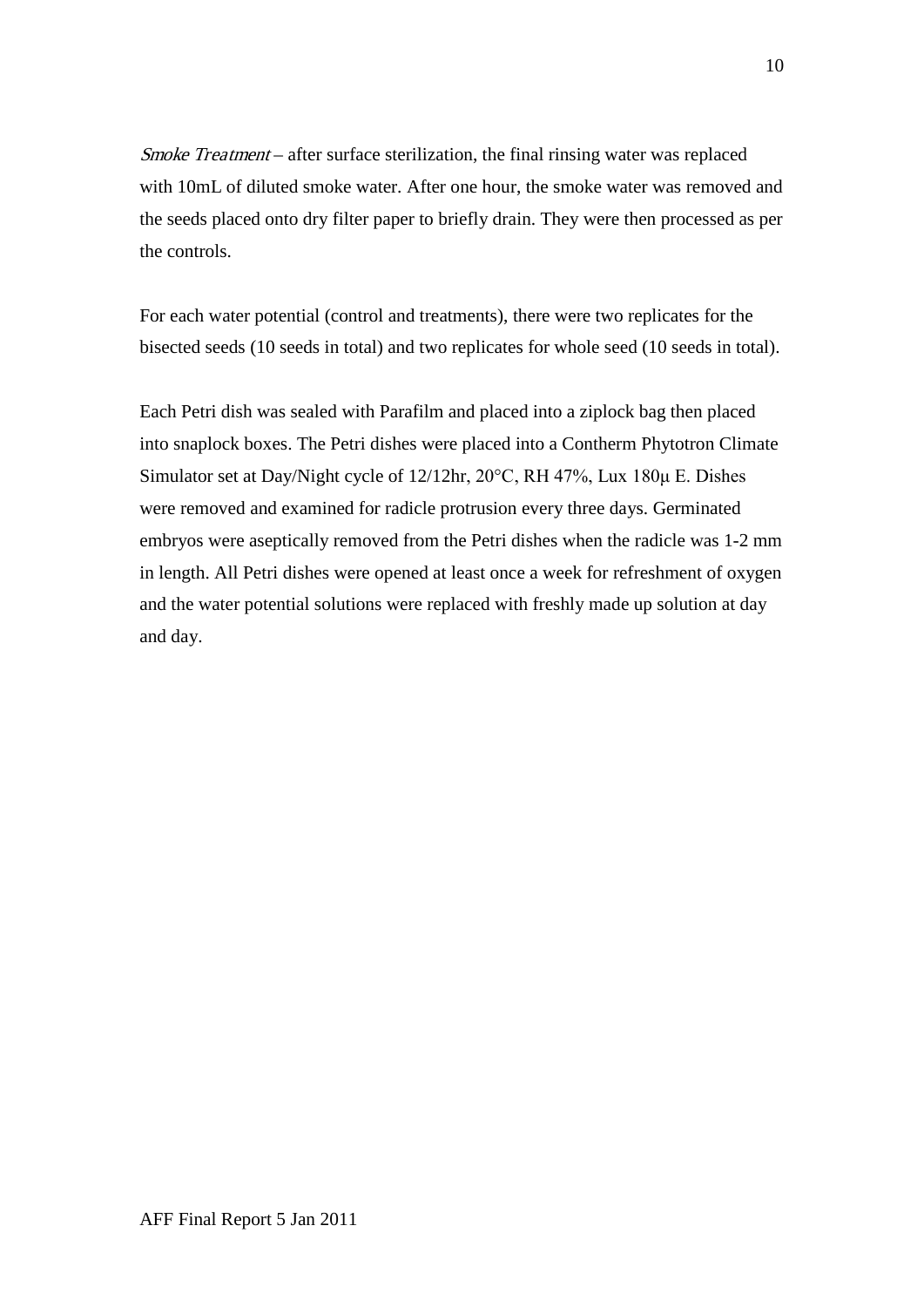*Smoke Treatment* – after surface sterilization, the final rinsing water was replaced with 10mL of diluted smoke water. After one hour, the smoke water was removed and the seeds placed onto dry filter paper to briefly drain. They were then processed as per the controls.

For each water potential (control and treatments), there were two replicates for the bisected seeds (10 seeds in total) and two replicates for whole seed (10 seeds in total).

Each Petri dish was sealed with Parafilm and placed into a ziplock bag then placed into snaplock boxes. The Petri dishes were placed into a Contherm Phytotron Climate Simulator set at Day/Night cycle of 12/12hr, 20°C, RH 47%, Lux 180μ E. Dishes were removed and examined for radicle protrusion every three days. Germinated embryos were aseptically removed from the Petri dishes when the radicle was 1-2 mm in length. All Petri dishes were opened at least once a week for refreshment of oxygen and the water potential solutions were replaced with freshly made up solution at day and day.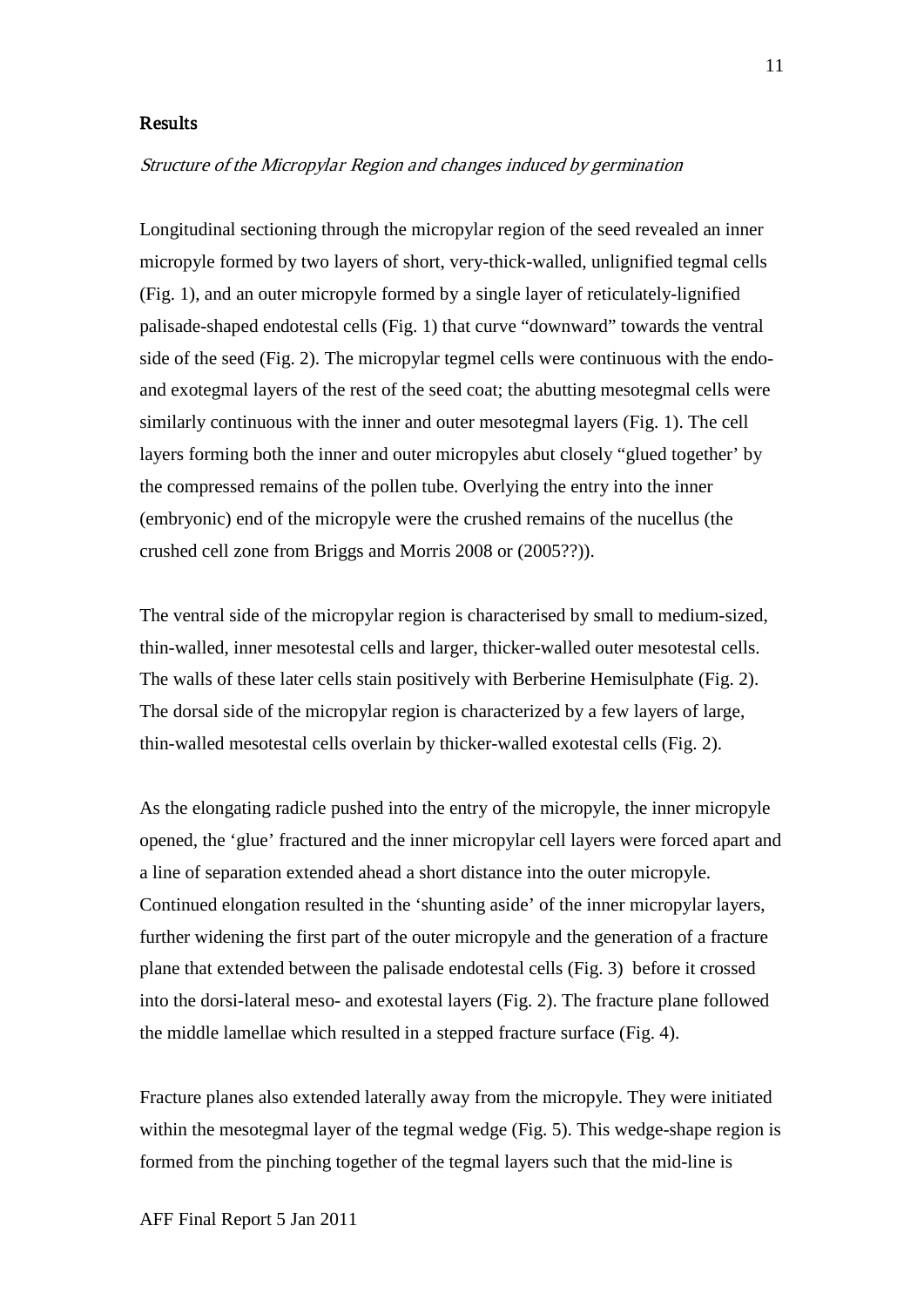## Results

*Structure of the Micropylar Region and changes induced by germination*

Longitudinal sectioning through the micropylar region of the seed revealed an inner micropyle formed by two layers of short, very-thick-walled, unlignified tegmal cells (Fig. 1), and an outer micropyle formed by a single layer of reticulately-lignified palisade-shaped endotestal cells (Fig. 1) that curve "downward" towards the ventral side of the seed (Fig. 2). The micropylar tegmel cells were continuous with the endo- and exotegmal layers of the rest of the seed coat; the abutting mesotegmal cells were similarly continuous with the inner and outer mesotegmal layers (Fig. 1). The cell layers forming both the inner and outer micropyles abut closely "glued together' by the compressed remains of the pollen tube. Overlying the entry into the inner (embryonic) end of the micropyle were the crushed remains of the nucellus (the crushed cell zone from Briggs and Morris 2008 or (2005??)).

The ventral side of the micropylar region is characterised by small to medium-sized, thin-walled, inner mesotestal cells and larger, thicker-walled outer mesotestal cells. The walls of these later cells stain positively with Berberine Hemisulphate (Fig. 2). The dorsal side of the micropylar region is characterized by a few layers of large, thin-walled mesotestal cells overlain by thicker-walled exotestal cells (Fig. 2).

As the elongating radicle pushed into the entry of the micropyle, the inner micropyle opened, the 'glue' fractured and the inner micropylar cell layers were forced apart and a line of separation extended ahead a short distance into the outer micropyle. Continued elongation resulted in the 'shunting aside' of the inner micropylar layers, further widening the first part of the outer micropyle and the generation of a fracture plane that extended between the palisade endotestal cells (Fig. 3) before it crossed into the dorsi-lateral meso- and exotestal layers (Fig. 2). The fracture plane followed the middle lamellae which resulted in a stepped fracture surface (Fig. 4).

Fracture planes also extended laterally away from the micropyle. They were initiated within the mesotegmal layer of the tegmal wedge (Fig. 5). This wedge-shape region is formed from the pinching together of the tegmal layers such that the mid-line is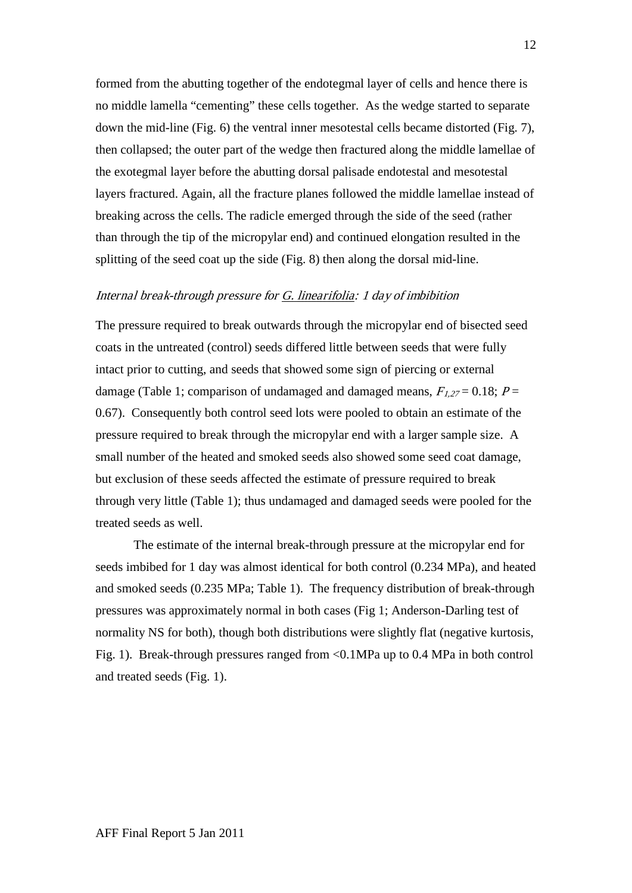formed from the abutting together of the endotegmal layer of cells and hence there is no middle lamella "cementing" these cells together. As the wedge started to separate down the mid-line (Fig. 6) the ventral inner mesotestal cells became distorted (Fig. 7), then collapsed; the outer part of the wedge then fractured along the middle lamellae of the exotegmal layer before the abutting dorsal palisade endotestal and mesotestal layers fractured. Again, all the fracture planes followed the middle lamellae instead of breaking across the cells. The radicle emerged through the side of the seed (rather than through the tip of the micropylar end) and continued elongation resulted in the splitting of the seed coat up the side (Fig. 8) then along the dorsal mid-line.

### *Internal break-through pressure for G. linearifolia: 1 day of imbibition*

The pressure required to break outwards through the micropylar end of bisected seed coats in the untreated (control) seeds differed little between seeds that were fully intact prior to cutting, and seeds that showed some sign of piercing or external damage (Table 1; comparison of undamaged and damaged means, $F_{1,27} = 0.18$; $P = 0.67$). Consequently both control seed lots were pooled to obtain an estimate of the pressure required to break through the micropylar end with a larger sample size. A small number of the heated and smoked seeds also showed some seed coat damage, but exclusion of these seeds affected the estimate of pressure required to break through very little (Table 1); thus undamaged and damaged seeds were pooled for the treated seeds as well.

The estimate of the internal break-through pressure at the micropylar end for seeds imbibed for 1 day was almost identical for both control (0.234 MPa), and heated and smoked seeds (0.235 MPa; Table 1). The frequency distribution of break-through pressures was approximately normal in both cases (Fig 1; Anderson-Darling test of normality NS for both), though both distributions were slightly flat (negative kurtosis, Fig. 1). Break-through pressures ranged from <0.1MPa up to 0.4 MPa in both control and treated seeds (Fig. 1).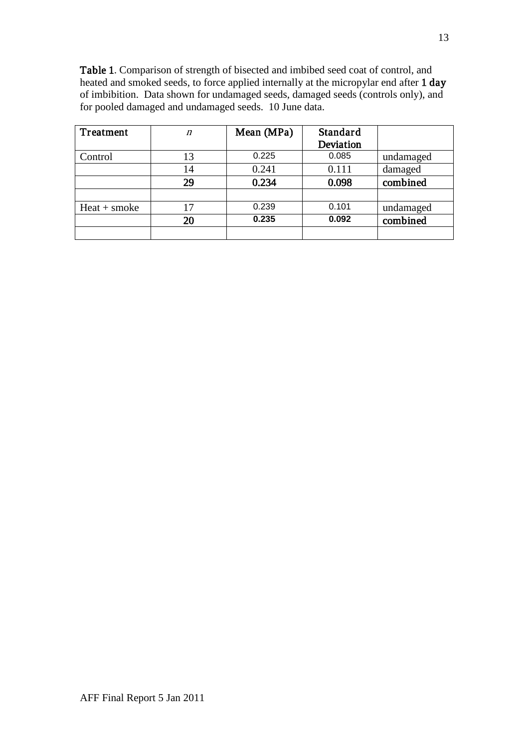**Table 1**. Comparison of strength of bisected and imbibed seed coat of control, and heated and smoked seeds, to force applied internally at the micropylar end after **1 day** of imbibition. Data shown for undamaged seeds, damaged seeds (controls only), and for pooled damaged and undamaged seeds. 10 June data.

| Treatment | *n* | Mean (MPa) | Standard Deviation | |
|---|---|---|---|---|
| Control | 13 | 0.225 | 0.085 | undamaged |
| | 14 | 0.241 | 0.111 | damaged |
| | **29** | **0.234** | **0.098** | **combined** |
| | | | | |
| Heat + smoke | 17 | 0.239 | 0.101 | undamaged |
| | **20** | **0.235** | **0.092** | **combined** |
| | | | | |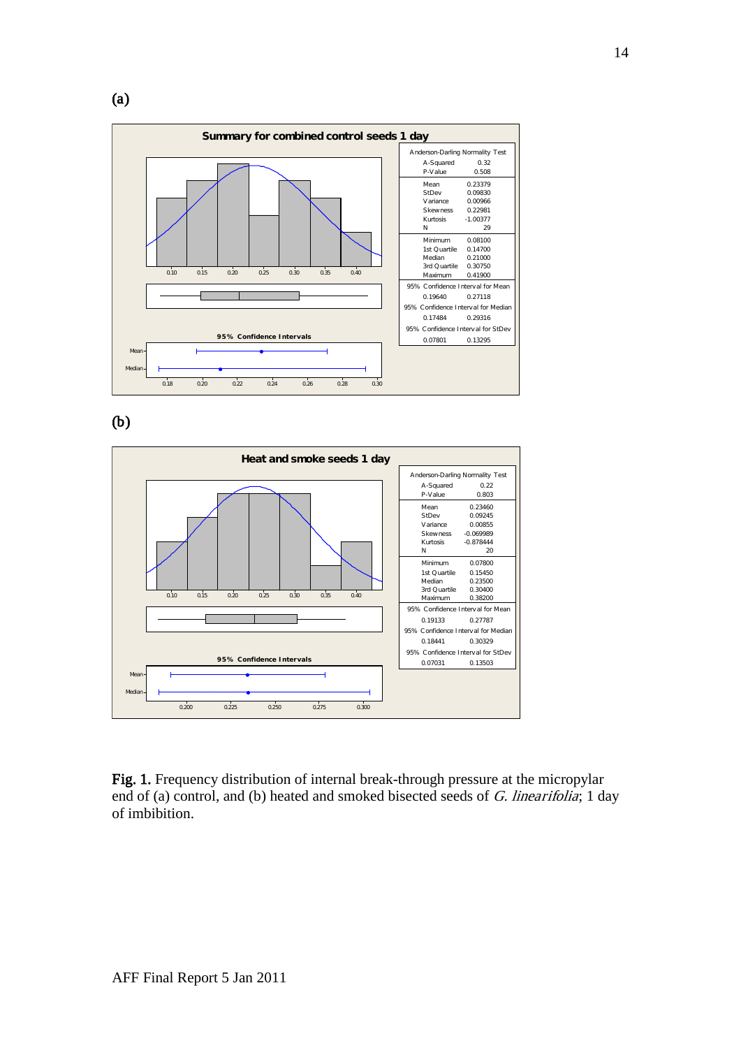(a)

**Summary for combined control seeds 1 day**

| Anderson-Darling Normality Test | |
|---|---|
| A-Squared | 0.32 |
| P-Value | 0.508 |
| Mean | 0.23379 |
| StDev | 0.09830 |
| Variance | 0.00966 |
| Skewness | 0.22981 |
| Kurtosis | -1.00377 |
| N | 29 |
| Minimum | 0.08100 |
| 1st Quartile | 0.14700 |
| Median | 0.21000 |
| 3rd Quartile | 0.30750 |
| Maximum | 0.41900 |
| 95% Confidence Interval for Mean | |
| 0.19640 | 0.27118 |
| 95% Confidence Interval for Median | |
| 0.17484 | 0.29316 |
| 95% Confidence Interval for StDev | |
| 0.07801 | 0.13295 |

95% Confidence Intervals

(b)

**Heat and smoke seeds 1 day**

| Anderson-Darling Normality Test | |
|---|---|
| A-Squared | 0.22 |
| P-Value | 0.803 |
| Mean | 0.23460 |
| StDev | 0.09245 |
| Variance | 0.00855 |
| Skewness | -0.069989 |
| Kurtosis | -0.878444 |
| N | 20 |
| Minimum | 0.07800 |
| 1st Quartile | 0.15450 |
| Median | 0.23500 |
| 3rd Quartile | 0.30400 |
| Maximum | 0.38200 |
| 95% Confidence Interval for Mean | |
| 0.19133 | 0.27787 |
| 95% Confidence Interval for Median | |
| 0.18441 | 0.30329 |
| 95% Confidence Interval for StDev | |
| 0.07031 | 0.13503 |

95% Confidence Intervals

**Fig. 1.** Frequency distribution of internal break-through pressure at the micropylar end of (a) control, and (b) heated and smoked bisected seeds of *G. linearifolia*; 1 day of imbibition.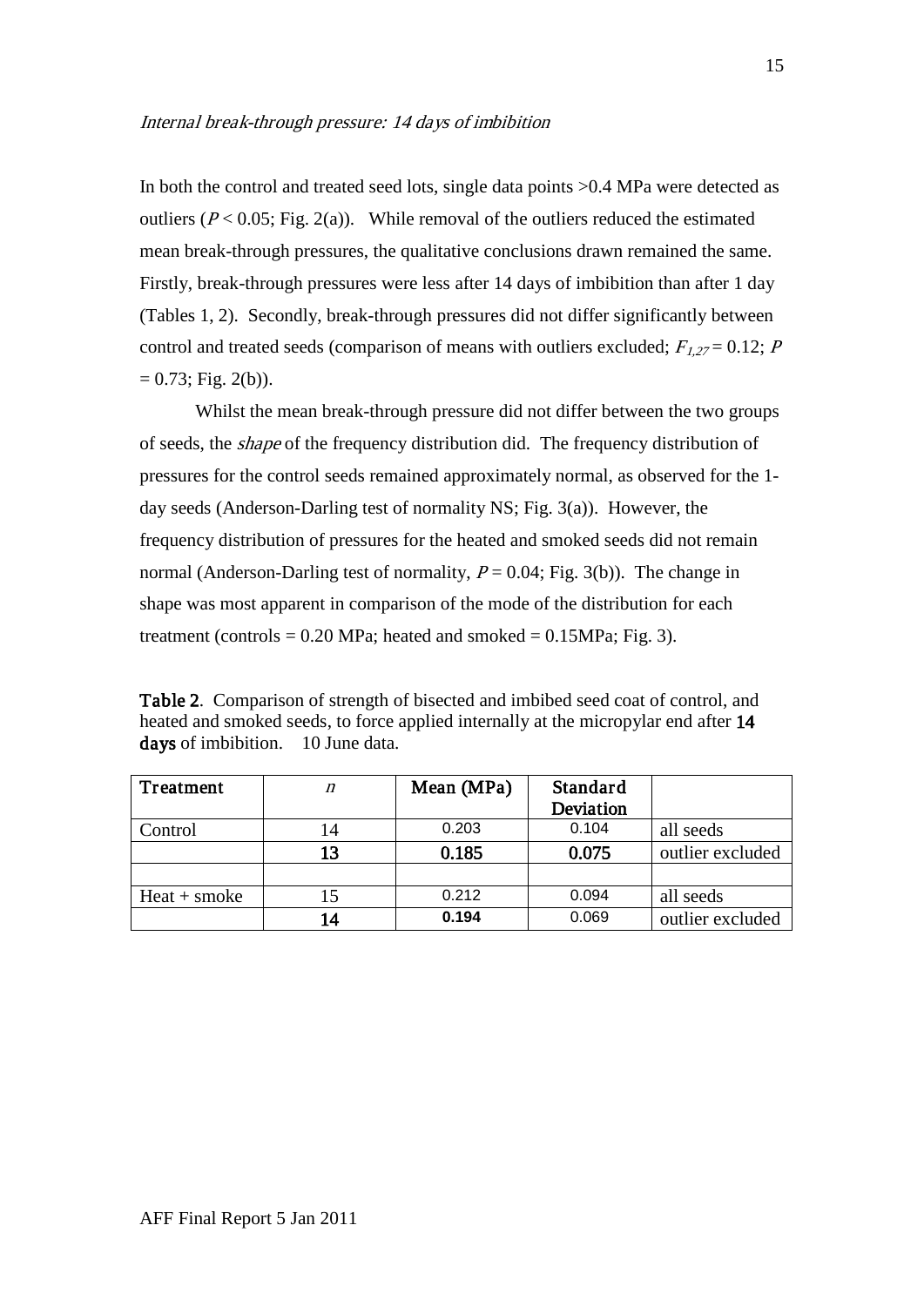*Internal break-through pressure: 14 days of imbibition*

In both the control and treated seed lots, single data points >0.4 MPa were detected as outliers ($P < 0.05$; Fig. 2(a)). While removal of the outliers reduced the estimated mean break-through pressures, the qualitative conclusions drawn remained the same. Firstly, break-through pressures were less after 14 days of imbibition than after 1 day (Tables 1, 2). Secondly, break-through pressures did not differ significantly between control and treated seeds (comparison of means with outliers excluded; $F_{1,27} = 0.12$; $P = 0.73$; Fig. 2(b)).

Whilst the mean break-through pressure did not differ between the two groups of seeds, the *shape* of the frequency distribution did. The frequency distribution of pressures for the control seeds remained approximately normal, as observed for the 1-day seeds (Anderson-Darling test of normality NS; Fig. 3(a)). However, the frequency distribution of pressures for the heated and smoked seeds did not remain normal (Anderson-Darling test of normality, $P = 0.04$; Fig. 3(b)). The change in shape was most apparent in comparison of the mode of the distribution for each treatment (controls = 0.20 MPa; heated and smoked = 0.15MPa; Fig. 3).

**Table 2**. Comparison of strength of bisected and imbibed seed coat of control, and heated and smoked seeds, to force applied internally at the micropylar end after **14 days** of imbibition. 10 June data.

| Treatment | *n* | Mean (MPa) | Standard Deviation | |
|---|---|---|---|---|
| Control | 14 | 0.203 | 0.104 | all seeds |
| | **13** | **0.185** | **0.075** | outlier excluded |
| | | | | |
| Heat + smoke | 15 | 0.212 | 0.094 | all seeds |
| | **14** | **0.194** | 0.069 | outlier excluded |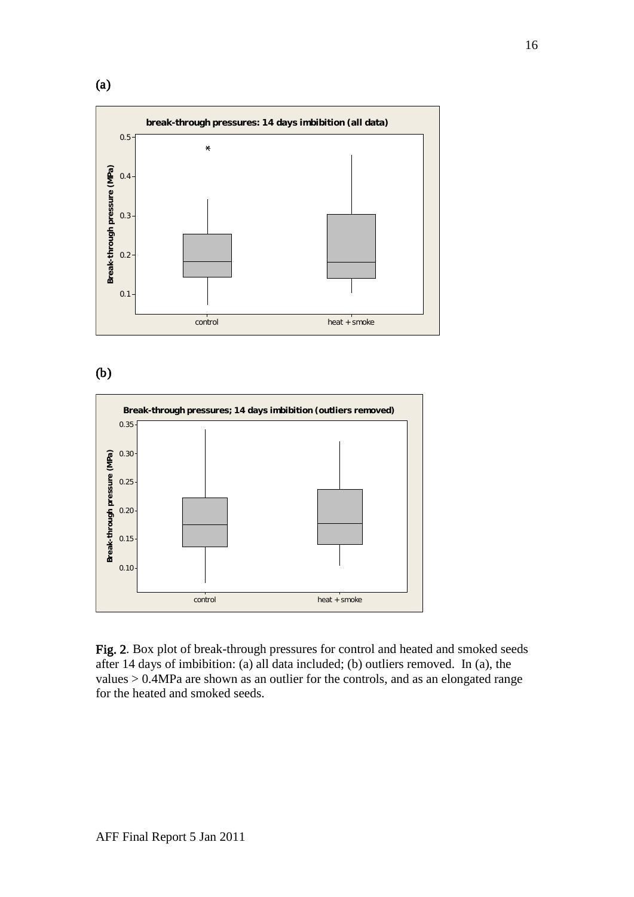(a)

(b)

**Fig. 2**. Box plot of break-through pressures for control and heated and smoked seeds after 14 days of imbibition: (a) all data included; (b) outliers removed. In (a), the values > 0.4MPa are shown as an outlier for the controls, and as an elongated range for the heated and smoked seeds.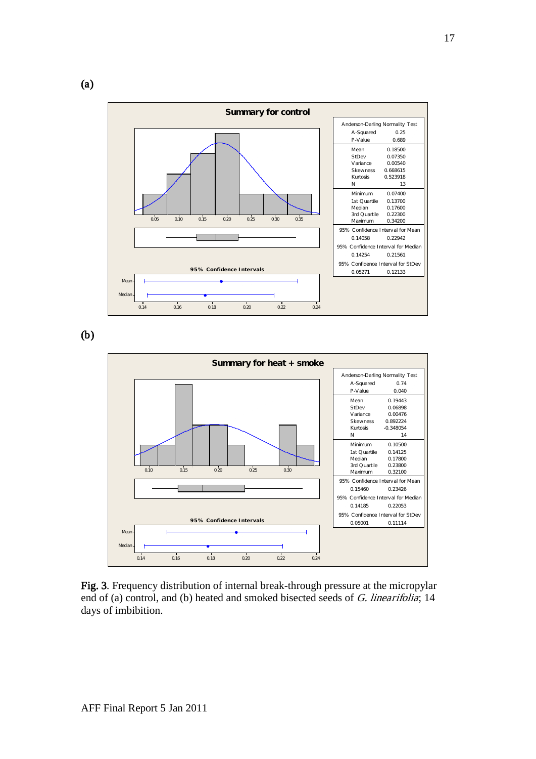(a)

**Summary for control**

| Anderson-Darling Normality Test | |
|---|---|
| A-Squared | 0.25 |
| P-Value | 0.689 |
| Mean | 0.18500 |
| StDev | 0.07350 |
| Variance | 0.00540 |
| Skewness | 0.668615 |
| Kurtosis | 0.523918 |
| N | 13 |
| Minimum | 0.07400 |
| 1st Quartile | 0.13700 |
| Median | 0.17600 |
| 3rd Quartile | 0.22300 |
| Maximum | 0.34200 |
| 95% Confidence Interval for Mean | |
| 0.14058 | 0.22942 |
| 95% Confidence Interval for Median | |
| 0.14254 | 0.21561 |
| 95% Confidence Interval for StDev | |
| 0.05271 | 0.12133 |

(b)

**Summary for heat + smoke**

| Anderson-Darling Normality Test | |
|---|---|
| A-Squared | 0.74 |
| P-Value | 0.040 |
| Mean | 0.19443 |
| StDev | 0.06898 |
| Variance | 0.00476 |
| Skewness | 0.892224 |
| Kurtosis | -0.348054 |
| N | 14 |
| Minimum | 0.10500 |
| 1st Quartile | 0.14125 |
| Median | 0.17800 |
| 3rd Quartile | 0.23800 |
| Maximum | 0.32100 |
| 95% Confidence Interval for Mean | |
| 0.15460 | 0.23426 |
| 95% Confidence Interval for Median | |
| 0.14185 | 0.22053 |
| 95% Confidence Interval for StDev | |
| 0.05001 | 0.11114 |

**Fig. 3**. Frequency distribution of internal break-through pressure at the micropylar end of (a) control, and (b) heated and smoked bisected seeds of *G. linearifolia*; 14 days of imbibition.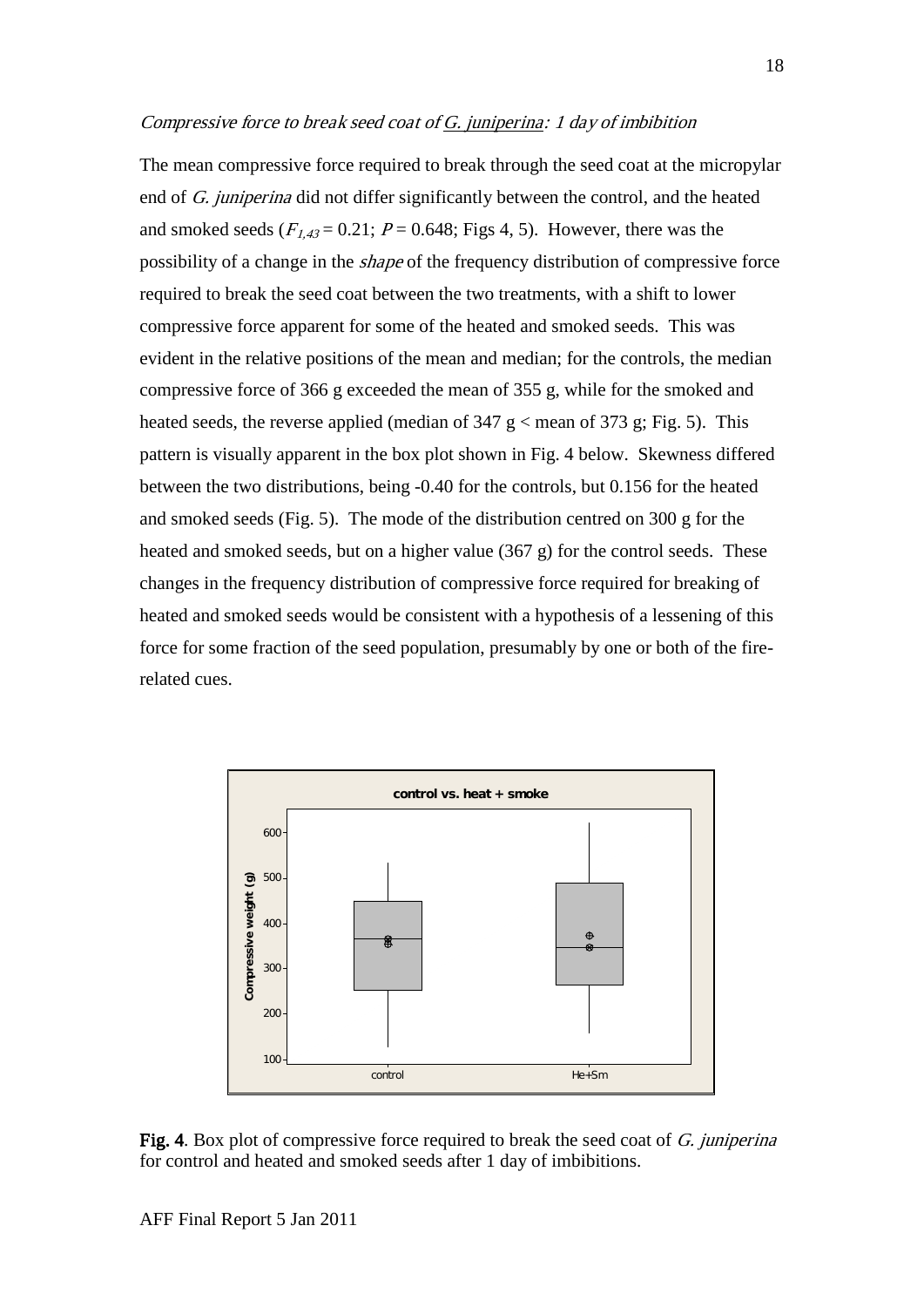*Compressive force to break seed coat of* *<u>G. juniperina</u>*: *1 day of imbibition*

The mean compressive force required to break through the seed coat at the micropylar end of *G. juniperina* did not differ significantly between the control, and the heated and smoked seeds ($F_{1,43} = 0.21$; $P = 0.648$; Figs 4, 5). However, there was the possibility of a change in the *shape* of the frequency distribution of compressive force required to break the seed coat between the two treatments, with a shift to lower compressive force apparent for some of the heated and smoked seeds. This was evident in the relative positions of the mean and median; for the controls, the median compressive force of 366 g exceeded the mean of 355 g, while for the smoked and heated seeds, the reverse applied (median of 347 g < mean of 373 g; Fig. 5). This pattern is visually apparent in the box plot shown in Fig. 4 below. Skewness differed between the two distributions, being -0.40 for the controls, but 0.156 for the heated and smoked seeds (Fig. 5). The mode of the distribution centred on 300 g for the heated and smoked seeds, but on a higher value (367 g) for the control seeds. These changes in the frequency distribution of compressive force required for breaking of heated and smoked seeds would be consistent with a hypothesis of a lessening of this force for some fraction of the seed population, presumably by one or both of the fire-related cues.

**Fig. 4**. Box plot of compressive force required to break the seed coat of *G. juniperina* for control and heated and smoked seeds after 1 day of imbibitions.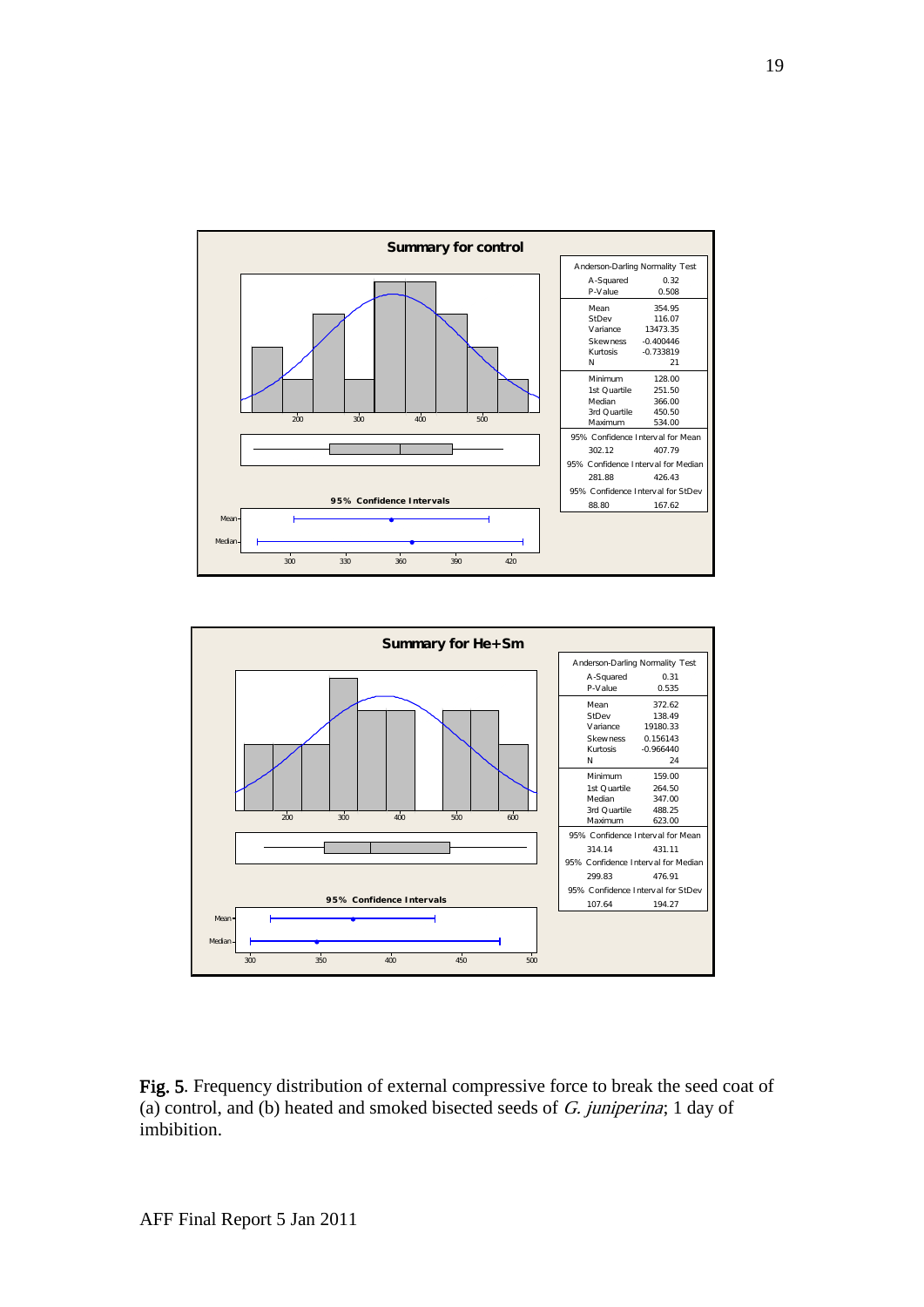**Summary for control**

| Anderson-Darling Normality Test | |
|---|---|
| A-Squared | 0.32 |
| P-Value | 0.508 |
| Mean | 354.95 |
| StDev | 116.07 |
| Variance | 13473.35 |
| Skewness | -0.400446 |
| Kurtosis | -0.733819 |
| N | 21 |
| Minimum | 128.00 |
| 1st Quartile | 251.50 |
| Median | 366.00 |
| 3rd Quartile | 450.50 |
| Maximum | 534.00 |
| 95% Confidence Interval for Mean | |
| 302.12 | 407.79 |
| 95% Confidence Interval for Median | |
| 281.88 | 426.43 |
| 95% Confidence Interval for StDev | |
| 88.80 | 167.62 |

**Summary for He+Sm**

| Anderson-Darling Normality Test | |
|---|---|
| A-Squared | 0.31 |
| P-Value | 0.535 |
| Mean | 372.62 |
| StDev | 138.49 |
| Variance | 19180.33 |
| Skewness | 0.156143 |
| Kurtosis | -0.966440 |
| N | 24 |
| Minimum | 159.00 |
| 1st Quartile | 264.50 |
| Median | 347.00 |
| 3rd Quartile | 488.25 |
| Maximum | 623.00 |
| 95% Confidence Interval for Mean | |
| 314.14 | 431.11 |
| 95% Confidence Interval for Median | |
| 299.83 | 476.91 |
| 95% Confidence Interval for StDev | |
| 107.64 | 194.27 |

**Fig. 5**. Frequency distribution of external compressive force to break the seed coat of (a) control, and (b) heated and smoked bisected seeds of *G. juniperina*; 1 day of imbibition.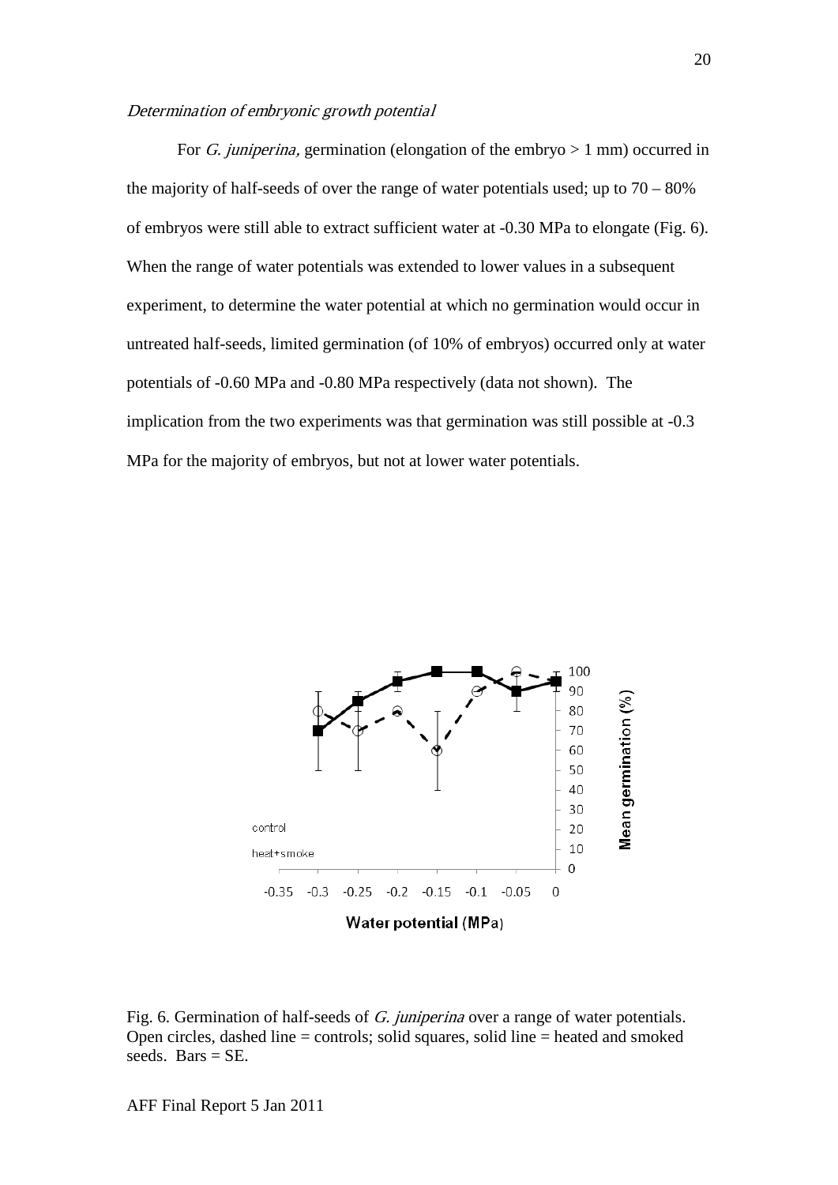*Determination of embryonic growth potential*

For *G. juniperina,* germination (elongation of the embryo > 1 mm) occurred in the majority of half-seeds of over the range of water potentials used; up to 70 – 80% of embryos were still able to extract sufficient water at -0.30 MPa to elongate (Fig. 6). When the range of water potentials was extended to lower values in a subsequent experiment, to determine the water potential at which no germination would occur in untreated half-seeds, limited germination (of 10% of embryos) occurred only at water potentials of -0.60 MPa and -0.80 MPa respectively (data not shown). The implication from the two experiments was that germination was still possible at -0.3 MPa for the majority of embryos, but not at lower water potentials.

Fig. 6. Germination of half-seeds of *G. juniperina* over a range of water potentials. Open circles, dashed line = controls; solid squares, solid line = heated and smoked seeds. Bars = SE.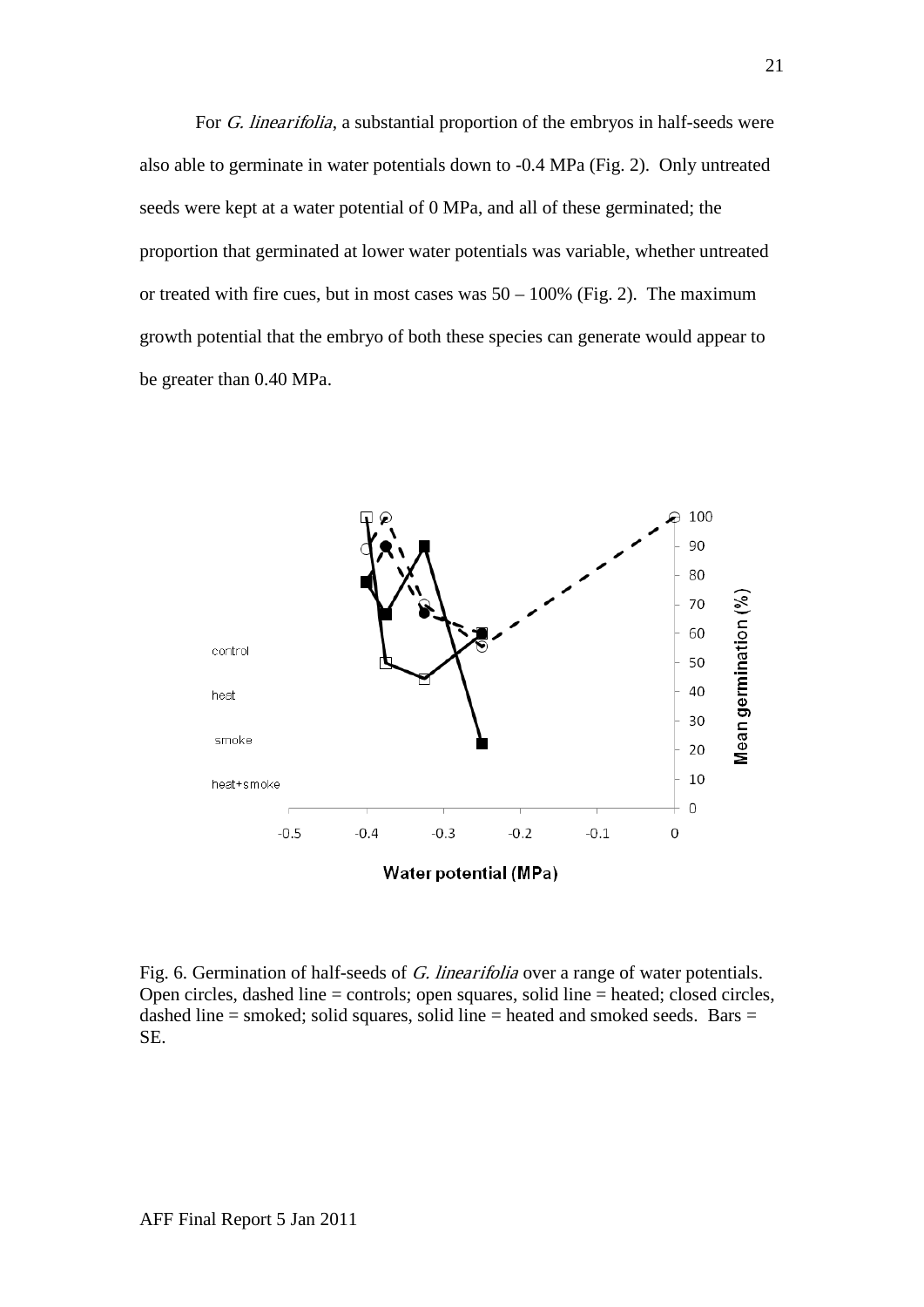For *G. linearifolia*, a substantial proportion of the embryos in half-seeds were also able to germinate in water potentials down to -0.4 MPa (Fig. 2). Only untreated seeds were kept at a water potential of 0 MPa, and all of these germinated; the proportion that germinated at lower water potentials was variable, whether untreated or treated with fire cues, but in most cases was 50 – 100% (Fig. 2). The maximum growth potential that the embryo of both these species can generate would appear to be greater than 0.40 MPa.

Fig. 6. Germination of half-seeds of *G. linearifolia* over a range of water potentials. Open circles, dashed line = controls; open squares, solid line = heated; closed circles, dashed line = smoked; solid squares, solid line = heated and smoked seeds. Bars = SE.

AFF Final Report 5 Jan 2011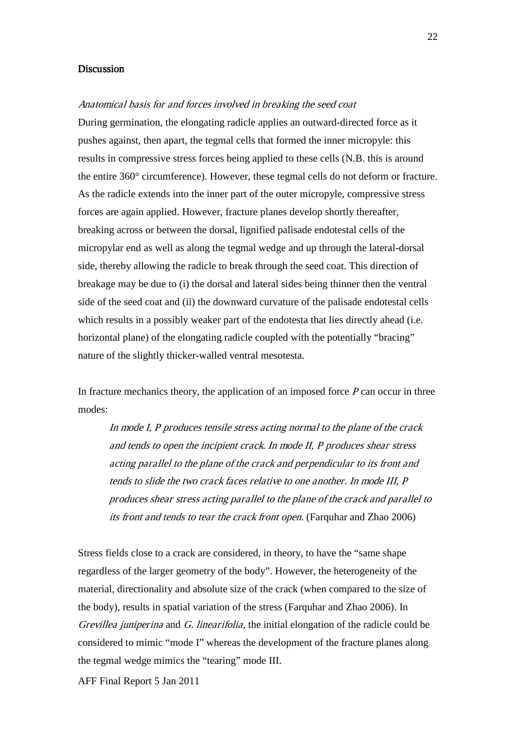## Discussion

*Anatomical basis for and forces involved in breaking the seed coat*

During germination, the elongating radicle applies an outward-directed force as it pushes against, then apart, the tegmal cells that formed the inner micropyle: this results in compressive stress forces being applied to these cells (N.B. this is around the entire 360° circumference). However, these tegmal cells do not deform or fracture. As the radicle extends into the inner part of the outer micropyle, compressive stress forces are again applied. However, fracture planes develop shortly thereafter, breaking across or between the dorsal, lignified palisade endotestal cells of the micropylar end as well as along the tegmal wedge and up through the lateral-dorsal side, thereby allowing the radicle to break through the seed coat. This direction of breakage may be due to (i) the dorsal and lateral sides being thinner then the ventral side of the seed coat and (ii) the downward curvature of the palisade endotestal cells which results in a possibly weaker part of the endotesta that lies directly ahead (i.e. horizontal plane) of the elongating radicle coupled with the potentially "bracing" nature of the slightly thicker-walled ventral mesotesta.

In fracture mechanics theory, the application of an imposed force *P* can occur in three modes:

> *In mode I, P produces tensile stress acting normal to the plane of the crack and tends to open the incipient crack. In mode II, P produces shear stress acting parallel to the plane of the crack and perpendicular to its front and tends to slide the two crack faces relative to one another. In mode III, P produces shear stress acting parallel to the plane of the crack and parallel to its front and tends to tear the crack front open*. (Farquhar and Zhao 2006)

Stress fields close to a crack are considered, in theory, to have the "same shape regardless of the larger geometry of the body". However, the heterogeneity of the material, directionality and absolute size of the crack (when compared to the size of the body), results in spatial variation of the stress (Farquhar and Zhao 2006). In *Grevillea juniperina* and *G. linearifolia*, the initial elongation of the radicle could be considered to mimic "mode I" whereas the development of the fracture planes along the tegmal wedge mimics the "tearing" mode III.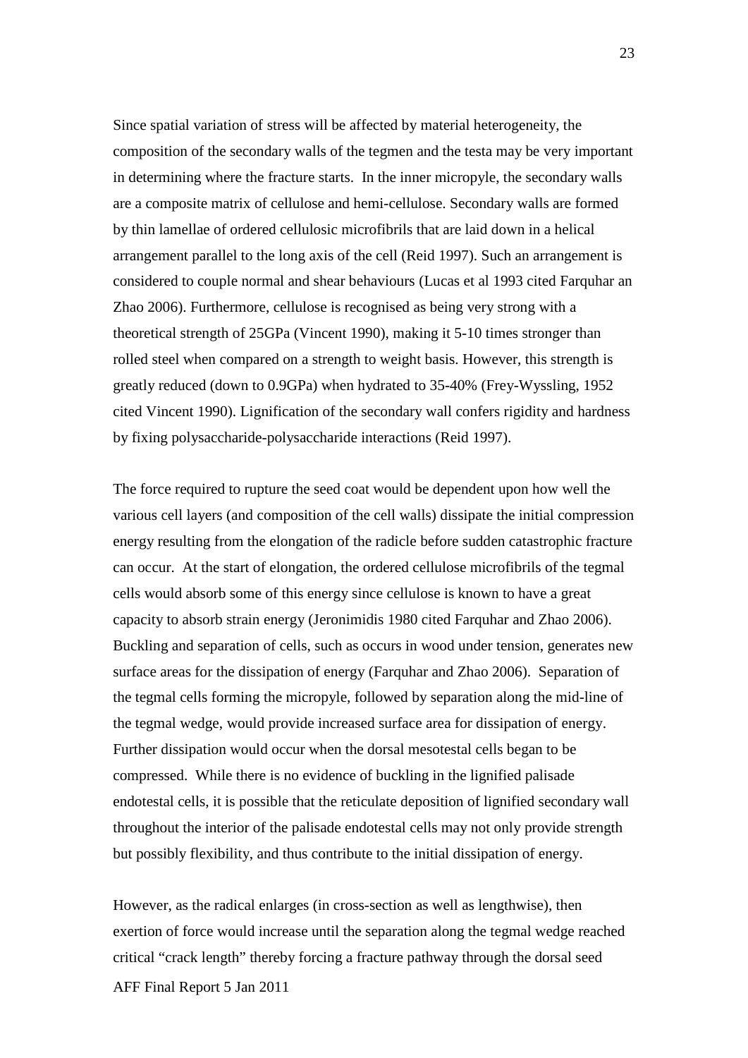Since spatial variation of stress will be affected by material heterogeneity, the composition of the secondary walls of the tegmen and the testa may be very important in determining where the fracture starts. In the inner micropyle, the secondary walls are a composite matrix of cellulose and hemi-cellulose. Secondary walls are formed by thin lamellae of ordered cellulosic microfibrils that are laid down in a helical arrangement parallel to the long axis of the cell (Reid 1997). Such an arrangement is considered to couple normal and shear behaviours (Lucas et al 1993 cited Farquhar an Zhao 2006). Furthermore, cellulose is recognised as being very strong with a theoretical strength of 25GPa (Vincent 1990), making it 5-10 times stronger than rolled steel when compared on a strength to weight basis. However, this strength is greatly reduced (down to 0.9GPa) when hydrated to 35-40% (Frey-Wyssling, 1952 cited Vincent 1990). Lignification of the secondary wall confers rigidity and hardness by fixing polysaccharide-polysaccharide interactions (Reid 1997).

The force required to rupture the seed coat would be dependent upon how well the various cell layers (and composition of the cell walls) dissipate the initial compression energy resulting from the elongation of the radicle before sudden catastrophic fracture can occur. At the start of elongation, the ordered cellulose microfibrils of the tegmal cells would absorb some of this energy since cellulose is known to have a great capacity to absorb strain energy (Jeronimidis 1980 cited Farquhar and Zhao 2006). Buckling and separation of cells, such as occurs in wood under tension, generates new surface areas for the dissipation of energy (Farquhar and Zhao 2006). Separation of the tegmal cells forming the micropyle, followed by separation along the mid-line of the tegmal wedge, would provide increased surface area for dissipation of energy. Further dissipation would occur when the dorsal mesotestal cells began to be compressed. While there is no evidence of buckling in the lignified palisade endotestal cells, it is possible that the reticulate deposition of lignified secondary wall throughout the interior of the palisade endotestal cells may not only provide strength but possibly flexibility, and thus contribute to the initial dissipation of energy.

However, as the radical enlarges (in cross-section as well as lengthwise), then exertion of force would increase until the separation along the tegmal wedge reached critical "crack length" thereby forcing a fracture pathway through the dorsal seed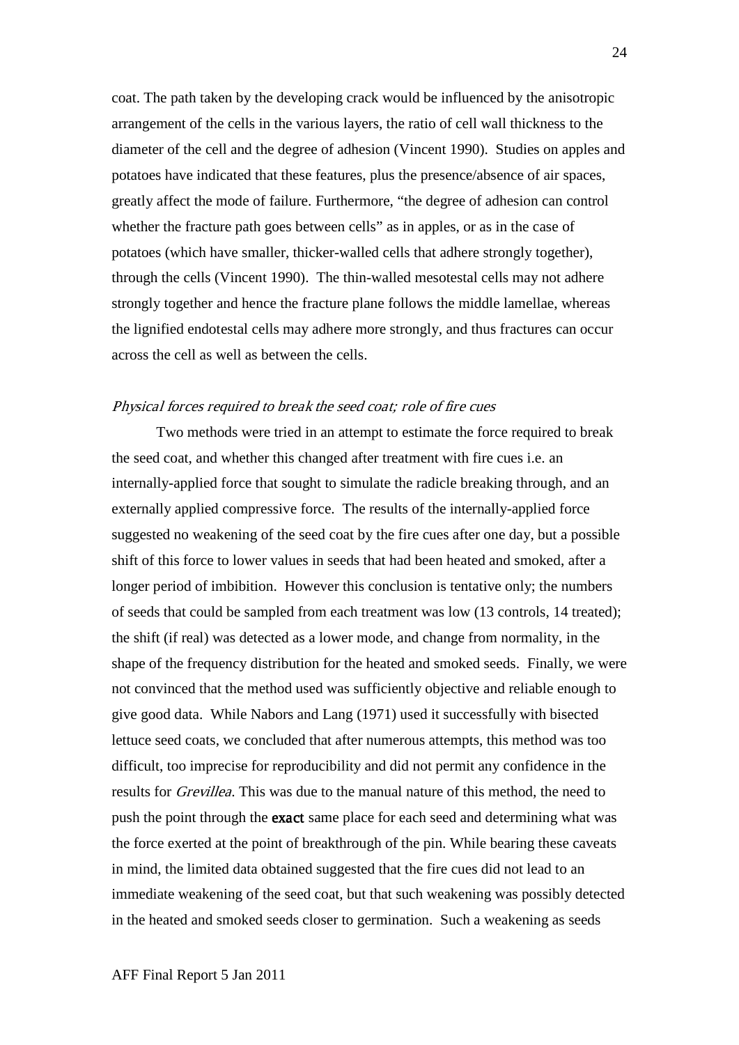coat. The path taken by the developing crack would be influenced by the anisotropic arrangement of the cells in the various layers, the ratio of cell wall thickness to the diameter of the cell and the degree of adhesion (Vincent 1990). Studies on apples and potatoes have indicated that these features, plus the presence/absence of air spaces, greatly affect the mode of failure. Furthermore, "the degree of adhesion can control whether the fracture path goes between cells" as in apples, or as in the case of potatoes (which have smaller, thicker-walled cells that adhere strongly together), through the cells (Vincent 1990). The thin-walled mesotestal cells may not adhere strongly together and hence the fracture plane follows the middle lamellae, whereas the lignified endotestal cells may adhere more strongly, and thus fractures can occur across the cell as well as between the cells.

*Physical forces required to break the seed coat; role of fire cues*

Two methods were tried in an attempt to estimate the force required to break the seed coat, and whether this changed after treatment with fire cues i.e. an internally-applied force that sought to simulate the radicle breaking through, and an externally applied compressive force. The results of the internally-applied force suggested no weakening of the seed coat by the fire cues after one day, but a possible shift of this force to lower values in seeds that had been heated and smoked, after a longer period of imbibition. However this conclusion is tentative only; the numbers of seeds that could be sampled from each treatment was low (13 controls, 14 treated); the shift (if real) was detected as a lower mode, and change from normality, in the shape of the frequency distribution for the heated and smoked seeds. Finally, we were not convinced that the method used was sufficiently objective and reliable enough to give good data. While Nabors and Lang (1971) used it successfully with bisected lettuce seed coats, we concluded that after numerous attempts, this method was too difficult, too imprecise for reproducibility and did not permit any confidence in the results for *Grevillea*. This was due to the manual nature of this method, the need to push the point through the **exact** same place for each seed and determining what was the force exerted at the point of breakthrough of the pin. While bearing these caveats in mind, the limited data obtained suggested that the fire cues did not lead to an immediate weakening of the seed coat, but that such weakening was possibly detected in the heated and smoked seeds closer to germination. Such a weakening as seeds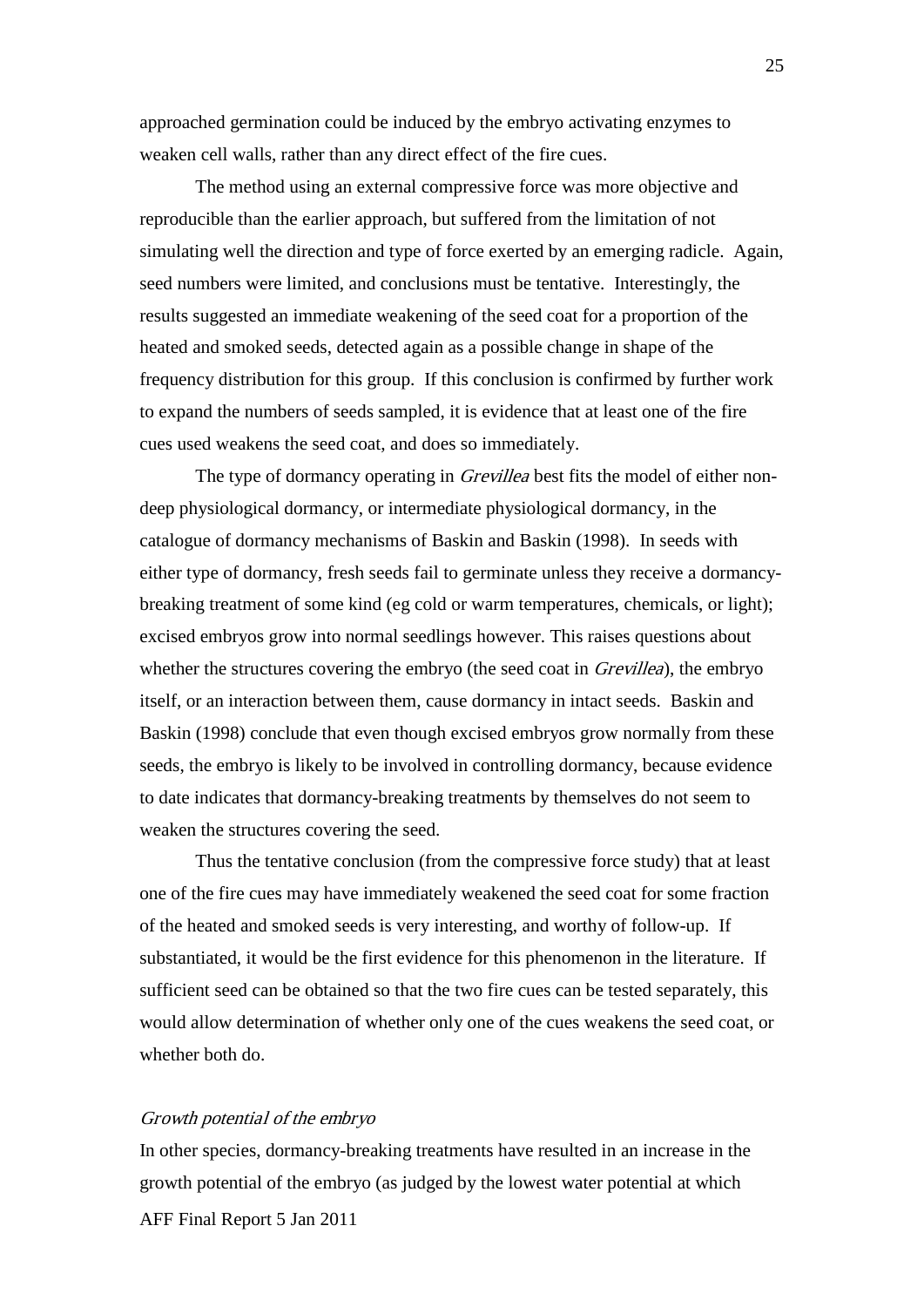approached germination could be induced by the embryo activating enzymes to weaken cell walls, rather than any direct effect of the fire cues.

The method using an external compressive force was more objective and reproducible than the earlier approach, but suffered from the limitation of not simulating well the direction and type of force exerted by an emerging radicle. Again, seed numbers were limited, and conclusions must be tentative. Interestingly, the results suggested an immediate weakening of the seed coat for a proportion of the heated and smoked seeds, detected again as a possible change in shape of the frequency distribution for this group. If this conclusion is confirmed by further work to expand the numbers of seeds sampled, it is evidence that at least one of the fire cues used weakens the seed coat, and does so immediately.

The type of dormancy operating in *Grevillea* best fits the model of either non-deep physiological dormancy, or intermediate physiological dormancy, in the catalogue of dormancy mechanisms of Baskin and Baskin (1998). In seeds with either type of dormancy, fresh seeds fail to germinate unless they receive a dormancy-breaking treatment of some kind (eg cold or warm temperatures, chemicals, or light); excised embryos grow into normal seedlings however. This raises questions about whether the structures covering the embryo (the seed coat in *Grevillea*), the embryo itself, or an interaction between them, cause dormancy in intact seeds. Baskin and Baskin (1998) conclude that even though excised embryos grow normally from these seeds, the embryo is likely to be involved in controlling dormancy, because evidence to date indicates that dormancy-breaking treatments by themselves do not seem to weaken the structures covering the seed.

Thus the tentative conclusion (from the compressive force study) that at least one of the fire cues may have immediately weakened the seed coat for some fraction of the heated and smoked seeds is very interesting, and worthy of follow-up. If substantiated, it would be the first evidence for this phenomenon in the literature. If sufficient seed can be obtained so that the two fire cues can be tested separately, this would allow determination of whether only one of the cues weakens the seed coat, or whether both do.

*Growth potential of the embryo*

In other species, dormancy-breaking treatments have resulted in an increase in the growth potential of the embryo (as judged by the lowest water potential at which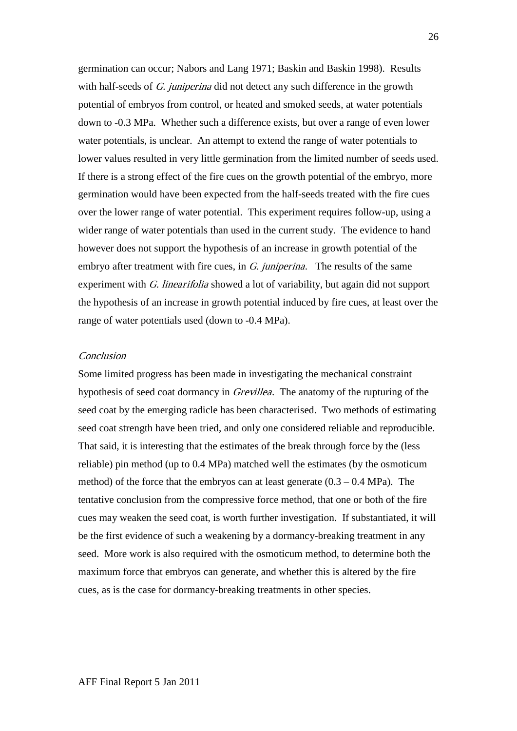germination can occur; Nabors and Lang 1971; Baskin and Baskin 1998). Results with half-seeds of *G. juniperina* did not detect any such difference in the growth potential of embryos from control, or heated and smoked seeds, at water potentials down to -0.3 MPa. Whether such a difference exists, but over a range of even lower water potentials, is unclear. An attempt to extend the range of water potentials to lower values resulted in very little germination from the limited number of seeds used. If there is a strong effect of the fire cues on the growth potential of the embryo, more germination would have been expected from the half-seeds treated with the fire cues over the lower range of water potential. This experiment requires follow-up, using a wider range of water potentials than used in the current study. The evidence to hand however does not support the hypothesis of an increase in growth potential of the embryo after treatment with fire cues, in *G. juniperina*. The results of the same experiment with *G. linearifolia* showed a lot of variability, but again did not support the hypothesis of an increase in growth potential induced by fire cues, at least over the range of water potentials used (down to -0.4 MPa).

*Conclusion*

Some limited progress has been made in investigating the mechanical constraint hypothesis of seed coat dormancy in *Grevillea*. The anatomy of the rupturing of the seed coat by the emerging radicle has been characterised. Two methods of estimating seed coat strength have been tried, and only one considered reliable and reproducible. That said, it is interesting that the estimates of the break through force by the (less reliable) pin method (up to 0.4 MPa) matched well the estimates (by the osmoticum method) of the force that the embryos can at least generate (0.3 – 0.4 MPa). The tentative conclusion from the compressive force method, that one or both of the fire cues may weaken the seed coat, is worth further investigation. If substantiated, it will be the first evidence of such a weakening by a dormancy-breaking treatment in any seed. More work is also required with the osmoticum method, to determine both the maximum force that embryos can generate, and whether this is altered by the fire cues, as is the case for dormancy-breaking treatments in other species.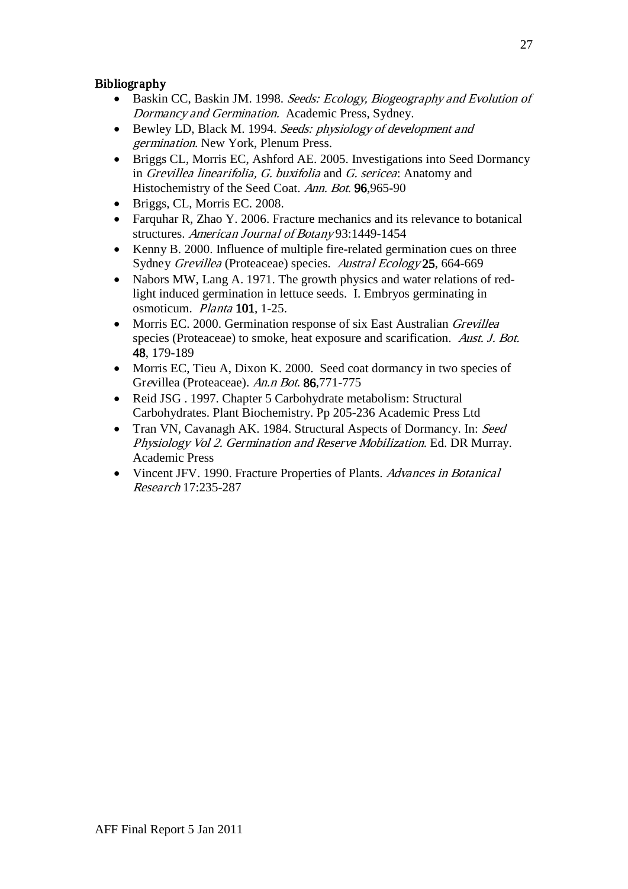## Bibliography

- Baskin CC, Baskin JM. 1998. *Seeds: Ecology, Biogeography and Evolution of Dormancy and Germination.* Academic Press, Sydney.
- Bewley LD, Black M. 1994. *Seeds: physiology of development and germination*. New York, Plenum Press.
- Briggs CL, Morris EC, Ashford AE. 2005. Investigations into Seed Dormancy in *Grevillea linearifolia, G. buxifolia* and *G. sericea*: Anatomy and Histochemistry of the Seed Coat. *Ann. Bot.* **96**,965-90
- Briggs, CL, Morris EC. 2008.
- Farquhar R, Zhao Y. 2006. Fracture mechanics and its relevance to botanical structures. *American Journal of Botany* 93:1449-1454
- Kenny B. 2000. Influence of multiple fire-related germination cues on three Sydney *Grevillea* (Proteaceae) species. *Austral Ecology* **25**, 664-669
- Nabors MW, Lang A. 1971. The growth physics and water relations of red-light induced germination in lettuce seeds. I. Embryos germinating in osmoticum. *Planta* **101**, 1-25.
- Morris EC. 2000. Germination response of six East Australian *Grevillea* species (Proteaceae) to smoke, heat exposure and scarification. *Aust. J. Bot.* **48**, 179-189
- Morris EC, Tieu A, Dixon K. 2000. Seed coat dormancy in two species of Gr*e*villea (Proteaceae). *An.n Bot.* **86**,771-775
- Reid JSG . 1997. Chapter 5 Carbohydrate metabolism: Structural Carbohydrates. Plant Biochemistry. Pp 205-236 Academic Press Ltd
- Tran VN, Cavanagh AK. 1984. Structural Aspects of Dormancy. In: *Seed Physiology Vol 2. Germination and Reserve Mobilization*. Ed. DR Murray. Academic Press
- Vincent JFV. 1990. Fracture Properties of Plants. *Advances in Botanical Research* 17:235-287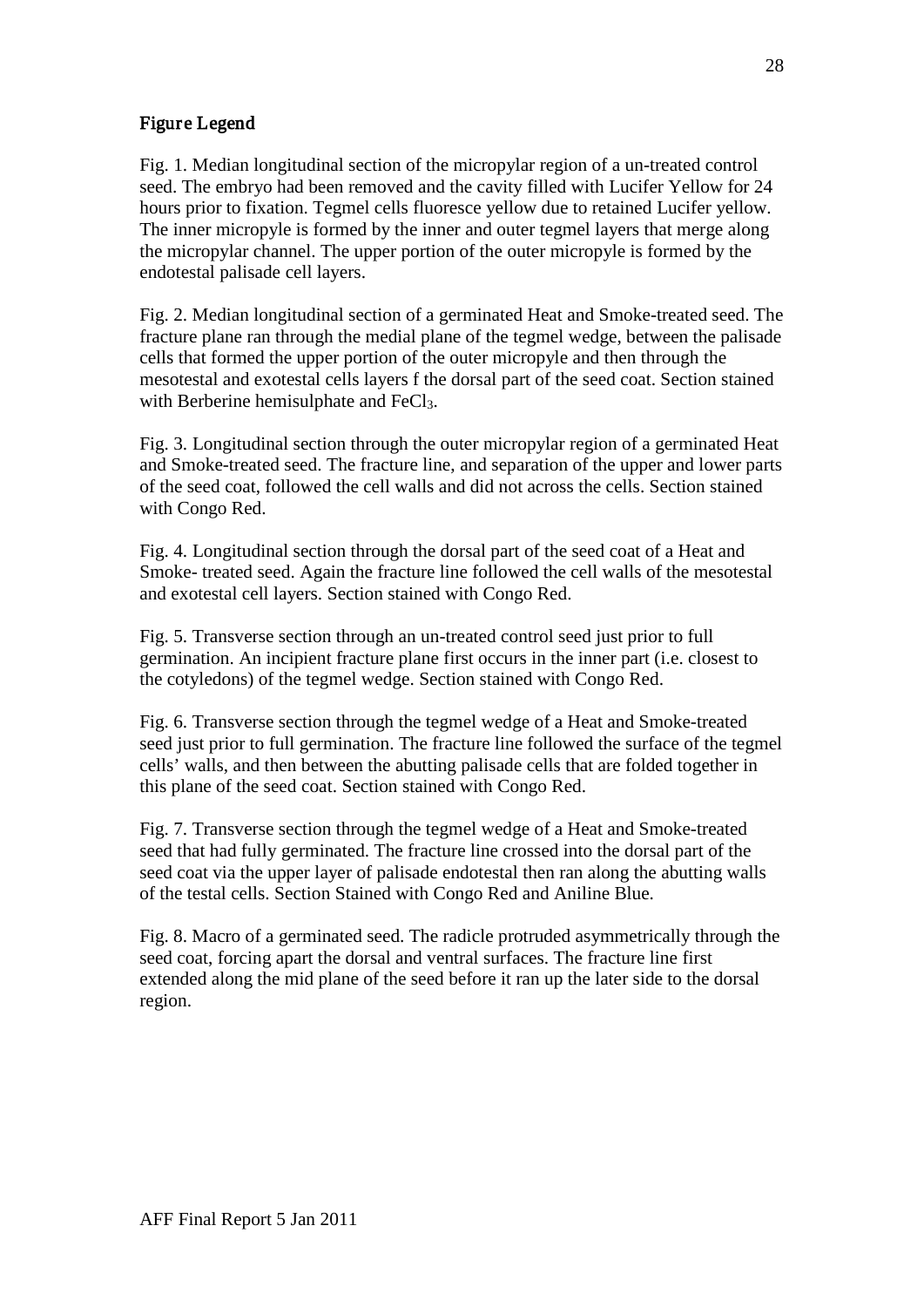## Figure Legend

Fig. 1. Median longitudinal section of the micropylar region of a un-treated control seed. The embryo had been removed and the cavity filled with Lucifer Yellow for 24 hours prior to fixation. Tegmel cells fluoresce yellow due to retained Lucifer yellow. The inner micropyle is formed by the inner and outer tegmel layers that merge along the micropylar channel. The upper portion of the outer micropyle is formed by the endotestal palisade cell layers.

Fig. 2. Median longitudinal section of a germinated Heat and Smoke-treated seed. The fracture plane ran through the medial plane of the tegmel wedge, between the palisade cells that formed the upper portion of the outer micropyle and then through the mesotestal and exotestal cells layers f the dorsal part of the seed coat. Section stained with Berberine hemisulphate and $FeCl_3$.

Fig. 3. Longitudinal section through the outer micropylar region of a germinated Heat and Smoke-treated seed. The fracture line, and separation of the upper and lower parts of the seed coat, followed the cell walls and did not across the cells. Section stained with Congo Red.

Fig. 4. Longitudinal section through the dorsal part of the seed coat of a Heat and Smoke- treated seed. Again the fracture line followed the cell walls of the mesotestal and exotestal cell layers. Section stained with Congo Red.

Fig. 5. Transverse section through an un-treated control seed just prior to full germination. An incipient fracture plane first occurs in the inner part (i.e. closest to the cotyledons) of the tegmel wedge. Section stained with Congo Red.

Fig. 6. Transverse section through the tegmel wedge of a Heat and Smoke-treated seed just prior to full germination. The fracture line followed the surface of the tegmel cells' walls, and then between the abutting palisade cells that are folded together in this plane of the seed coat. Section stained with Congo Red.

Fig. 7. Transverse section through the tegmel wedge of a Heat and Smoke-treated seed that had fully germinated. The fracture line crossed into the dorsal part of the seed coat via the upper layer of palisade endotestal then ran along the abutting walls of the testal cells. Section Stained with Congo Red and Aniline Blue.

Fig. 8. Macro of a germinated seed. The radicle protruded asymmetrically through the seed coat, forcing apart the dorsal and ventral surfaces. The fracture line first extended along the mid plane of the seed before it ran up the later side to the dorsal region.